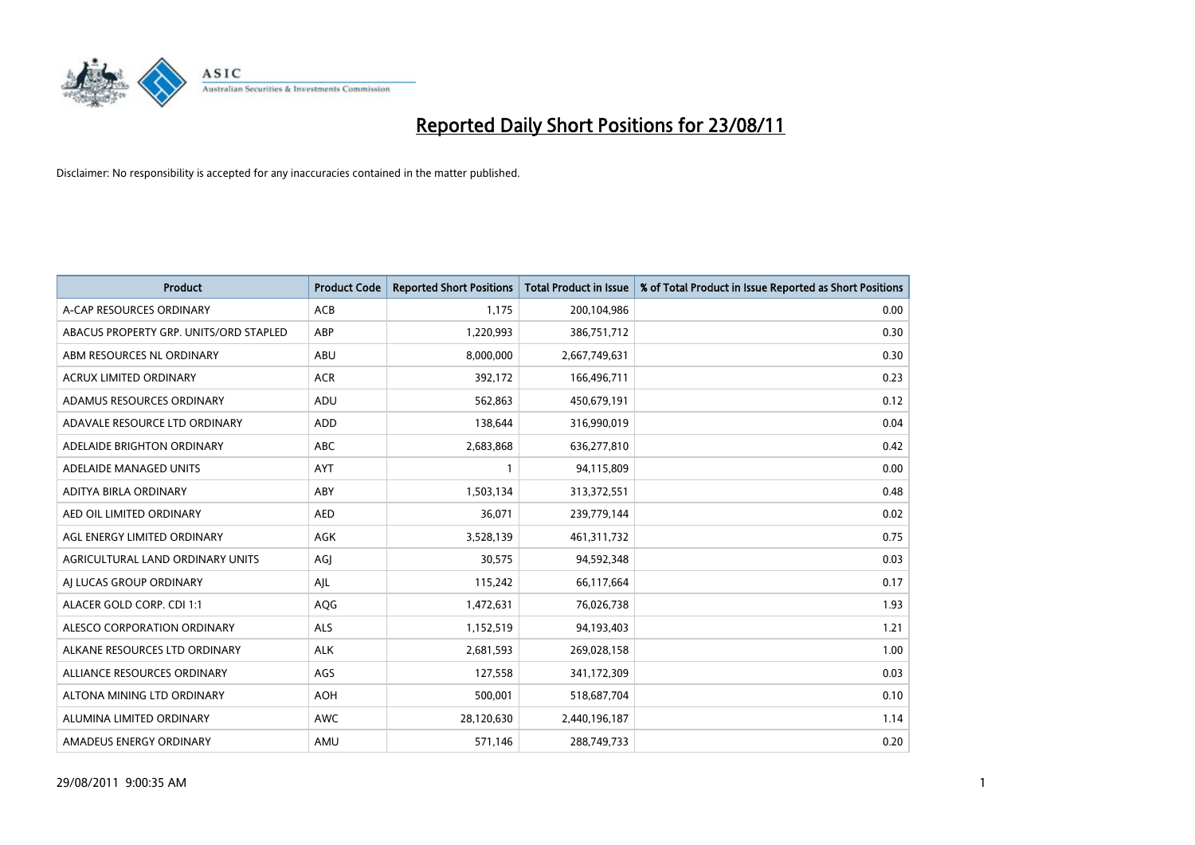# Reported Daily Short Positions for 23/08/11

Disclaimer: No responsibility is accepted for any inaccuracies contained in the matter published.

| Product | Product Code | Reported Short Positions | Total Product in Issue | % of Total Product in Issue Reported as Short Positions |
|---|---|---|---|---|
| A-CAP RESOURCES ORDINARY | ACB | 1,175 | 200,104,986 | 0.00 |
| ABACUS PROPERTY GRP. UNITS/ORD STAPLED | ABP | 1,220,993 | 386,751,712 | 0.30 |
| ABM RESOURCES NL ORDINARY | ABU | 8,000,000 | 2,667,749,631 | 0.30 |
| ACRUX LIMITED ORDINARY | ACR | 392,172 | 166,496,711 | 0.23 |
| ADAMUS RESOURCES ORDINARY | ADU | 562,863 | 450,679,191 | 0.12 |
| ADAVALE RESOURCE LTD ORDINARY | ADD | 138,644 | 316,990,019 | 0.04 |
| ADELAIDE BRIGHTON ORDINARY | ABC | 2,683,868 | 636,277,810 | 0.42 |
| ADELAIDE MANAGED UNITS | AYT | 1 | 94,115,809 | 0.00 |
| ADITYA BIRLA ORDINARY | ABY | 1,503,134 | 313,372,551 | 0.48 |
| AED OIL LIMITED ORDINARY | AED | 36,071 | 239,779,144 | 0.02 |
| AGL ENERGY LIMITED ORDINARY | AGK | 3,528,139 | 461,311,732 | 0.75 |
| AGRICULTURAL LAND ORDINARY UNITS | AGJ | 30,575 | 94,592,348 | 0.03 |
| AJ LUCAS GROUP ORDINARY | AJL | 115,242 | 66,117,664 | 0.17 |
| ALACER GOLD CORP. CDI 1:1 | AQG | 1,472,631 | 76,026,738 | 1.93 |
| ALESCO CORPORATION ORDINARY | ALS | 1,152,519 | 94,193,403 | 1.21 |
| ALKANE RESOURCES LTD ORDINARY | ALK | 2,681,593 | 269,028,158 | 1.00 |
| ALLIANCE RESOURCES ORDINARY | AGS | 127,558 | 341,172,309 | 0.03 |
| ALTONA MINING LTD ORDINARY | AOH | 500,001 | 518,687,704 | 0.10 |
| ALUMINA LIMITED ORDINARY | AWC | 28,120,630 | 2,440,196,187 | 1.14 |
| AMADEUS ENERGY ORDINARY | AMU | 571,146 | 288,749,733 | 0.20 |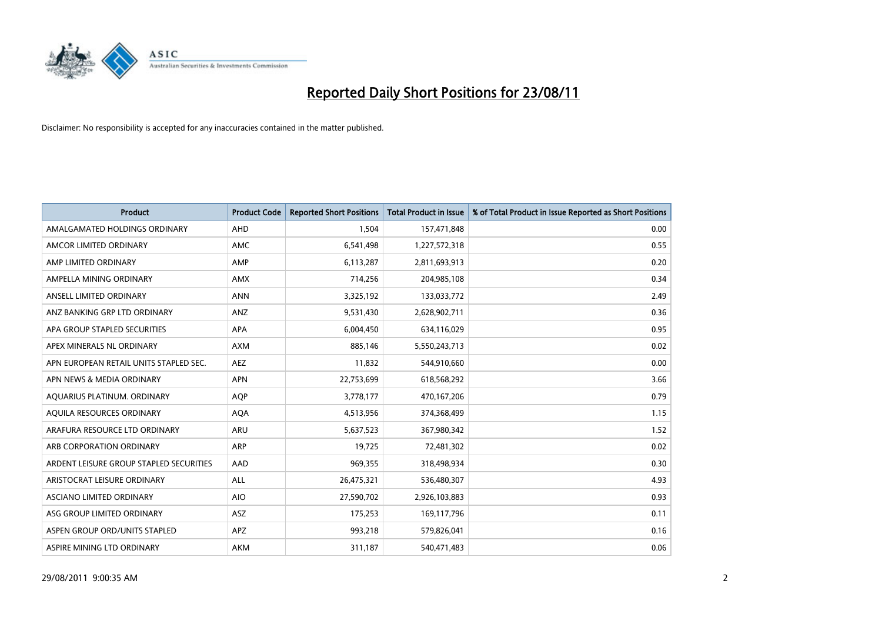# Reported Daily Short Positions for 23/08/11

Disclaimer: No responsibility is accepted for any inaccuracies contained in the matter published.

| Product | Product Code | Reported Short Positions | Total Product in Issue | % of Total Product in Issue Reported as Short Positions |
|---|---|---|---|---|
| AMALGAMATED HOLDINGS ORDINARY | AHD | 1,504 | 157,471,848 | 0.00 |
| AMCOR LIMITED ORDINARY | AMC | 6,541,498 | 1,227,572,318 | 0.55 |
| AMP LIMITED ORDINARY | AMP | 6,113,287 | 2,811,693,913 | 0.20 |
| AMPELLA MINING ORDINARY | AMX | 714,256 | 204,985,108 | 0.34 |
| ANSELL LIMITED ORDINARY | ANN | 3,325,192 | 133,033,772 | 2.49 |
| ANZ BANKING GRP LTD ORDINARY | ANZ | 9,531,430 | 2,628,902,711 | 0.36 |
| APA GROUP STAPLED SECURITIES | APA | 6,004,450 | 634,116,029 | 0.95 |
| APEX MINERALS NL ORDINARY | AXM | 885,146 | 5,550,243,713 | 0.02 |
| APN EUROPEAN RETAIL UNITS STAPLED SEC. | AEZ | 11,832 | 544,910,660 | 0.00 |
| APN NEWS & MEDIA ORDINARY | APN | 22,753,699 | 618,568,292 | 3.66 |
| AQUARIUS PLATINUM. ORDINARY | AQP | 3,778,177 | 470,167,206 | 0.79 |
| AQUILA RESOURCES ORDINARY | AQA | 4,513,956 | 374,368,499 | 1.15 |
| ARAFURA RESOURCE LTD ORDINARY | ARU | 5,637,523 | 367,980,342 | 1.52 |
| ARB CORPORATION ORDINARY | ARP | 19,725 | 72,481,302 | 0.02 |
| ARDENT LEISURE GROUP STAPLED SECURITIES | AAD | 969,355 | 318,498,934 | 0.30 |
| ARISTOCRAT LEISURE ORDINARY | ALL | 26,475,321 | 536,480,307 | 4.93 |
| ASCIANO LIMITED ORDINARY | AIO | 27,590,702 | 2,926,103,883 | 0.93 |
| ASG GROUP LIMITED ORDINARY | ASZ | 175,253 | 169,117,796 | 0.11 |
| ASPEN GROUP ORD/UNITS STAPLED | APZ | 993,218 | 579,826,041 | 0.16 |
| ASPIRE MINING LTD ORDINARY | AKM | 311,187 | 540,471,483 | 0.06 |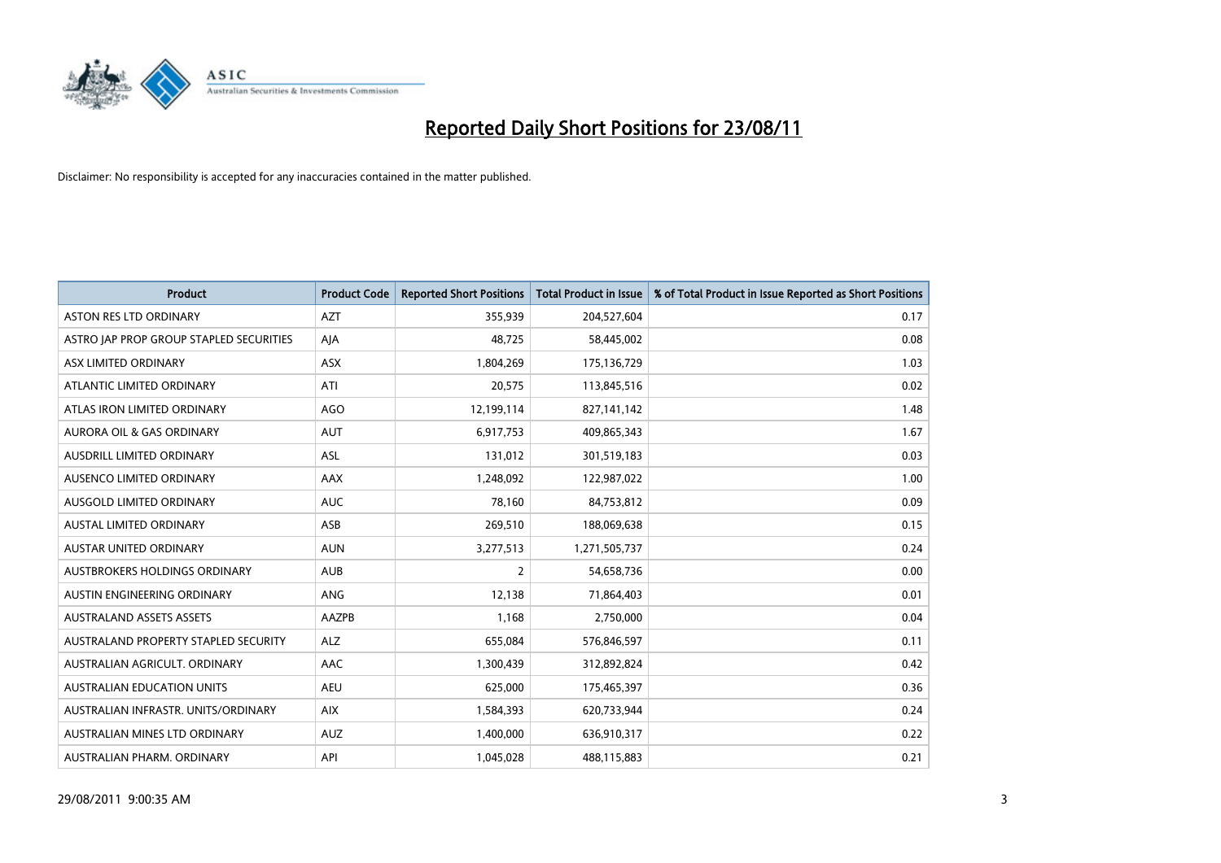# Reported Daily Short Positions for 23/08/11

Disclaimer: No responsibility is accepted for any inaccuracies contained in the matter published.

| Product | Product Code | Reported Short Positions | Total Product in Issue | % of Total Product in Issue Reported as Short Positions |
|---|---|---|---|---|
| ASTON RES LTD ORDINARY | AZT | 355,939 | 204,527,604 | 0.17 |
| ASTRO JAP PROP GROUP STAPLED SECURITIES | AJA | 48,725 | 58,445,002 | 0.08 |
| ASX LIMITED ORDINARY | ASX | 1,804,269 | 175,136,729 | 1.03 |
| ATLANTIC LIMITED ORDINARY | ATI | 20,575 | 113,845,516 | 0.02 |
| ATLAS IRON LIMITED ORDINARY | AGO | 12,199,114 | 827,141,142 | 1.48 |
| AURORA OIL & GAS ORDINARY | AUT | 6,917,753 | 409,865,343 | 1.67 |
| AUSDRILL LIMITED ORDINARY | ASL | 131,012 | 301,519,183 | 0.03 |
| AUSENCO LIMITED ORDINARY | AAX | 1,248,092 | 122,987,022 | 1.00 |
| AUSGOLD LIMITED ORDINARY | AUC | 78,160 | 84,753,812 | 0.09 |
| AUSTAL LIMITED ORDINARY | ASB | 269,510 | 188,069,638 | 0.15 |
| AUSTAR UNITED ORDINARY | AUN | 3,277,513 | 1,271,505,737 | 0.24 |
| AUSTBROKERS HOLDINGS ORDINARY | AUB | 2 | 54,658,736 | 0.00 |
| AUSTIN ENGINEERING ORDINARY | ANG | 12,138 | 71,864,403 | 0.01 |
| AUSTRALAND ASSETS ASSETS | AAZPB | 1,168 | 2,750,000 | 0.04 |
| AUSTRALAND PROPERTY STAPLED SECURITY | ALZ | 655,084 | 576,846,597 | 0.11 |
| AUSTRALIAN AGRICULT. ORDINARY | AAC | 1,300,439 | 312,892,824 | 0.42 |
| AUSTRALIAN EDUCATION UNITS | AEU | 625,000 | 175,465,397 | 0.36 |
| AUSTRALIAN INFRASTR. UNITS/ORDINARY | AIX | 1,584,393 | 620,733,944 | 0.24 |
| AUSTRALIAN MINES LTD ORDINARY | AUZ | 1,400,000 | 636,910,317 | 0.22 |
| AUSTRALIAN PHARM. ORDINARY | API | 1,045,028 | 488,115,883 | 0.21 |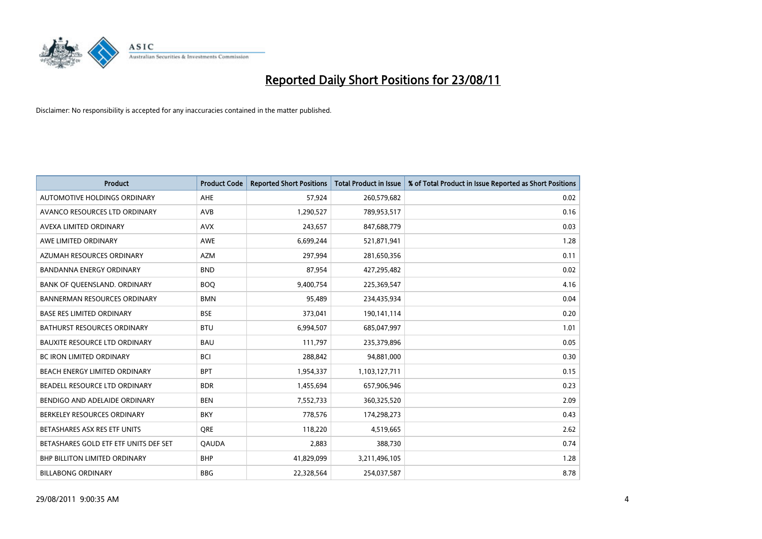# Reported Daily Short Positions for 23/08/11

Disclaimer: No responsibility is accepted for any inaccuracies contained in the matter published.

| Product | Product Code | Reported Short Positions | Total Product in Issue | % of Total Product in Issue Reported as Short Positions |
|---|---|---|---|---|
| AUTOMOTIVE HOLDINGS ORDINARY | AHE | 57,924 | 260,579,682 | 0.02 |
| AVANCO RESOURCES LTD ORDINARY | AVB | 1,290,527 | 789,953,517 | 0.16 |
| AVEXA LIMITED ORDINARY | AVX | 243,657 | 847,688,779 | 0.03 |
| AWE LIMITED ORDINARY | AWE | 6,699,244 | 521,871,941 | 1.28 |
| AZUMAH RESOURCES ORDINARY | AZM | 297,994 | 281,650,356 | 0.11 |
| BANDANNA ENERGY ORDINARY | BND | 87,954 | 427,295,482 | 0.02 |
| BANK OF QUEENSLAND. ORDINARY | BOQ | 9,400,754 | 225,369,547 | 4.16 |
| BANNERMAN RESOURCES ORDINARY | BMN | 95,489 | 234,435,934 | 0.04 |
| BASE RES LIMITED ORDINARY | BSE | 373,041 | 190,141,114 | 0.20 |
| BATHURST RESOURCES ORDINARY | BTU | 6,994,507 | 685,047,997 | 1.01 |
| BAUXITE RESOURCE LTD ORDINARY | BAU | 111,797 | 235,379,896 | 0.05 |
| BC IRON LIMITED ORDINARY | BCI | 288,842 | 94,881,000 | 0.30 |
| BEACH ENERGY LIMITED ORDINARY | BPT | 1,954,337 | 1,103,127,711 | 0.15 |
| BEADELL RESOURCE LTD ORDINARY | BDR | 1,455,694 | 657,906,946 | 0.23 |
| BENDIGO AND ADELAIDE ORDINARY | BEN | 7,552,733 | 360,325,520 | 2.09 |
| BERKELEY RESOURCES ORDINARY | BKY | 778,576 | 174,298,273 | 0.43 |
| BETASHARES ASX RES ETF UNITS | QRE | 118,220 | 4,519,665 | 2.62 |
| BETASHARES GOLD ETF ETF UNITS DEF SET | QAUDA | 2,883 | 388,730 | 0.74 |
| BHP BILLITON LIMITED ORDINARY | BHP | 41,829,099 | 3,211,496,105 | 1.28 |
| BILLABONG ORDINARY | BBG | 22,328,564 | 254,037,587 | 8.78 |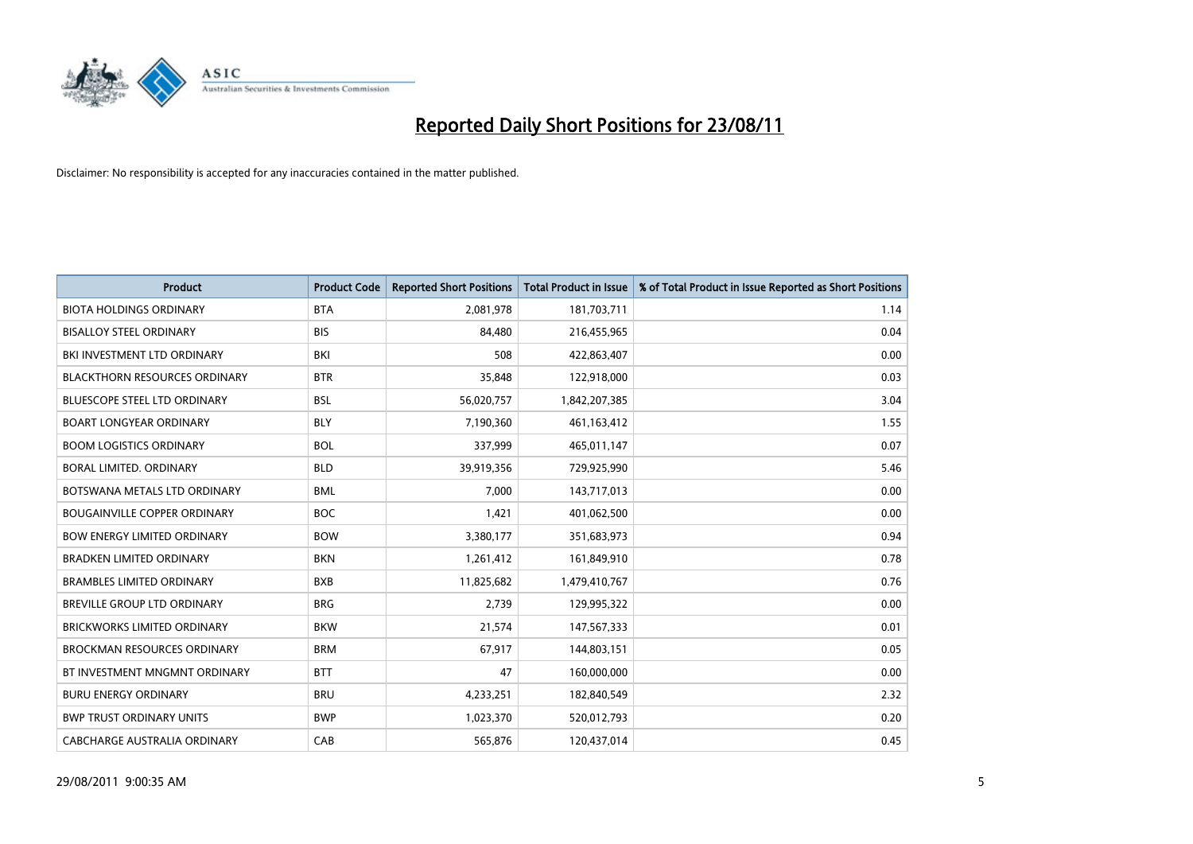# Reported Daily Short Positions for 23/08/11

Disclaimer: No responsibility is accepted for any inaccuracies contained in the matter published.

| Product | Product Code | Reported Short Positions | Total Product in Issue | % of Total Product in Issue Reported as Short Positions |
|---|---|---|---|---|
| BIOTA HOLDINGS ORDINARY | BTA | 2,081,978 | 181,703,711 | 1.14 |
| BISALLOY STEEL ORDINARY | BIS | 84,480 | 216,455,965 | 0.04 |
| BKI INVESTMENT LTD ORDINARY | BKI | 508 | 422,863,407 | 0.00 |
| BLACKTHORN RESOURCES ORDINARY | BTR | 35,848 | 122,918,000 | 0.03 |
| BLUESCOPE STEEL LTD ORDINARY | BSL | 56,020,757 | 1,842,207,385 | 3.04 |
| BOART LONGYEAR ORDINARY | BLY | 7,190,360 | 461,163,412 | 1.55 |
| BOOM LOGISTICS ORDINARY | BOL | 337,999 | 465,011,147 | 0.07 |
| BORAL LIMITED. ORDINARY | BLD | 39,919,356 | 729,925,990 | 5.46 |
| BOTSWANA METALS LTD ORDINARY | BML | 7,000 | 143,717,013 | 0.00 |
| BOUGAINVILLE COPPER ORDINARY | BOC | 1,421 | 401,062,500 | 0.00 |
| BOW ENERGY LIMITED ORDINARY | BOW | 3,380,177 | 351,683,973 | 0.94 |
| BRADKEN LIMITED ORDINARY | BKN | 1,261,412 | 161,849,910 | 0.78 |
| BRAMBLES LIMITED ORDINARY | BXB | 11,825,682 | 1,479,410,767 | 0.76 |
| BREVILLE GROUP LTD ORDINARY | BRG | 2,739 | 129,995,322 | 0.00 |
| BRICKWORKS LIMITED ORDINARY | BKW | 21,574 | 147,567,333 | 0.01 |
| BROCKMAN RESOURCES ORDINARY | BRM | 67,917 | 144,803,151 | 0.05 |
| BT INVESTMENT MNGMNT ORDINARY | BTT | 47 | 160,000,000 | 0.00 |
| BURU ENERGY ORDINARY | BRU | 4,233,251 | 182,840,549 | 2.32 |
| BWP TRUST ORDINARY UNITS | BWP | 1,023,370 | 520,012,793 | 0.20 |
| CABCHARGE AUSTRALIA ORDINARY | CAB | 565,876 | 120,437,014 | 0.45 |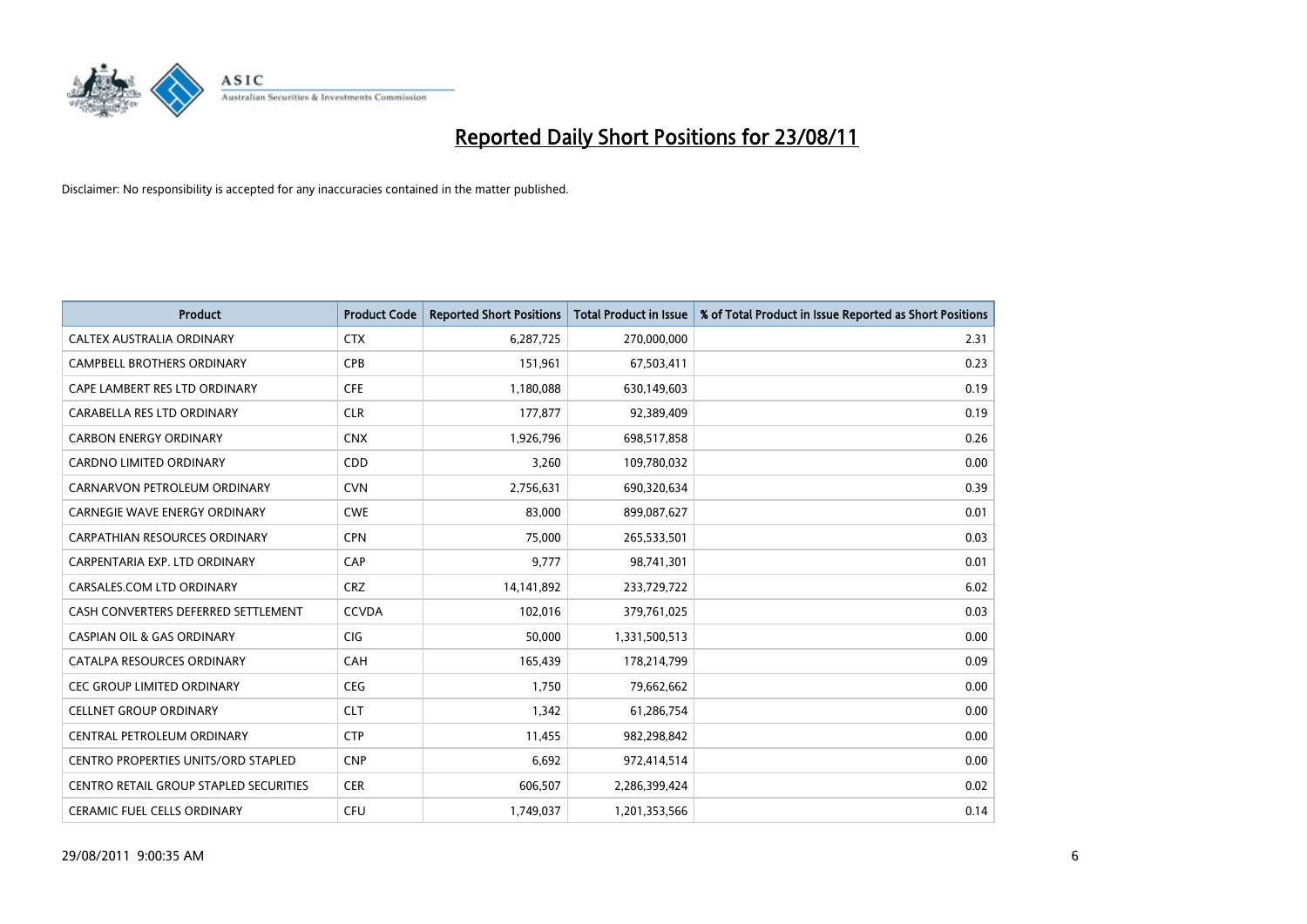# Reported Daily Short Positions for 23/08/11

Disclaimer: No responsibility is accepted for any inaccuracies contained in the matter published.

| Product | Product Code | Reported Short Positions | Total Product in Issue | % of Total Product in Issue Reported as Short Positions |
|---|---|---|---|---|
| CALTEX AUSTRALIA ORDINARY | CTX | 6,287,725 | 270,000,000 | 2.31 |
| CAMPBELL BROTHERS ORDINARY | CPB | 151,961 | 67,503,411 | 0.23 |
| CAPE LAMBERT RES LTD ORDINARY | CFE | 1,180,088 | 630,149,603 | 0.19 |
| CARABELLA RES LTD ORDINARY | CLR | 177,877 | 92,389,409 | 0.19 |
| CARBON ENERGY ORDINARY | CNX | 1,926,796 | 698,517,858 | 0.26 |
| CARDNO LIMITED ORDINARY | CDD | 3,260 | 109,780,032 | 0.00 |
| CARNARVON PETROLEUM ORDINARY | CVN | 2,756,631 | 690,320,634 | 0.39 |
| CARNEGIE WAVE ENERGY ORDINARY | CWE | 83,000 | 899,087,627 | 0.01 |
| CARPATHIAN RESOURCES ORDINARY | CPN | 75,000 | 265,533,501 | 0.03 |
| CARPENTARIA EXP. LTD ORDINARY | CAP | 9,777 | 98,741,301 | 0.01 |
| CARSALES.COM LTD ORDINARY | CRZ | 14,141,892 | 233,729,722 | 6.02 |
| CASH CONVERTERS DEFERRED SETTLEMENT | CCVDA | 102,016 | 379,761,025 | 0.03 |
| CASPIAN OIL & GAS ORDINARY | CIG | 50,000 | 1,331,500,513 | 0.00 |
| CATALPA RESOURCES ORDINARY | CAH | 165,439 | 178,214,799 | 0.09 |
| CEC GROUP LIMITED ORDINARY | CEG | 1,750 | 79,662,662 | 0.00 |
| CELLNET GROUP ORDINARY | CLT | 1,342 | 61,286,754 | 0.00 |
| CENTRAL PETROLEUM ORDINARY | CTP | 11,455 | 982,298,842 | 0.00 |
| CENTRO PROPERTIES UNITS/ORD STAPLED | CNP | 6,692 | 972,414,514 | 0.00 |
| CENTRO RETAIL GROUP STAPLED SECURITIES | CER | 606,507 | 2,286,399,424 | 0.02 |
| CERAMIC FUEL CELLS ORDINARY | CFU | 1,749,037 | 1,201,353,566 | 0.14 |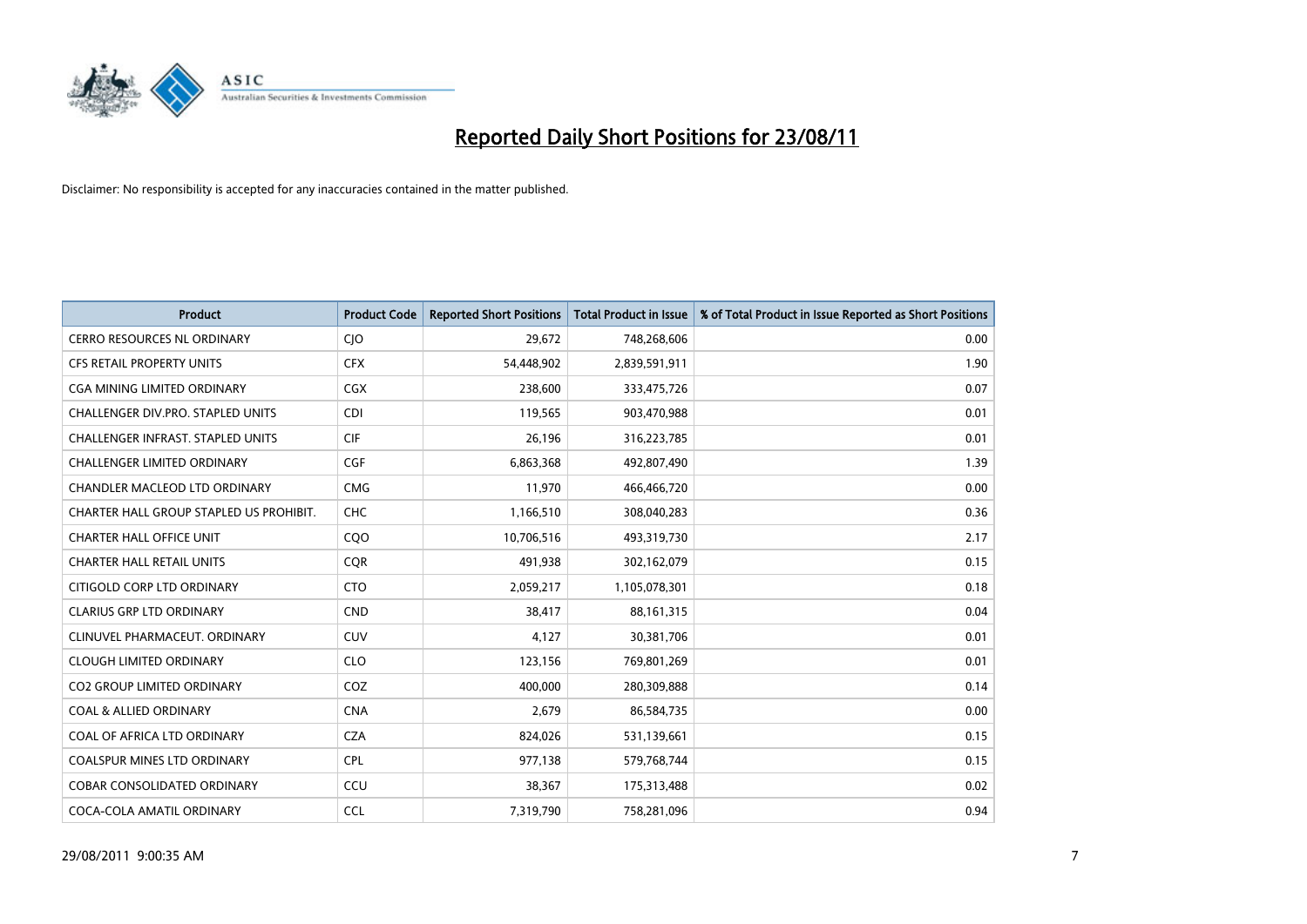# Reported Daily Short Positions for 23/08/11

Disclaimer: No responsibility is accepted for any inaccuracies contained in the matter published.

| Product | Product Code | Reported Short Positions | Total Product in Issue | % of Total Product in Issue Reported as Short Positions |
|---|---|---|---|---|
| CERRO RESOURCES NL ORDINARY | CJO | 29,672 | 748,268,606 | 0.00 |
| CFS RETAIL PROPERTY UNITS | CFX | 54,448,902 | 2,839,591,911 | 1.90 |
| CGA MINING LIMITED ORDINARY | CGX | 238,600 | 333,475,726 | 0.07 |
| CHALLENGER DIV.PRO. STAPLED UNITS | CDI | 119,565 | 903,470,988 | 0.01 |
| CHALLENGER INFRAST. STAPLED UNITS | CIF | 26,196 | 316,223,785 | 0.01 |
| CHALLENGER LIMITED ORDINARY | CGF | 6,863,368 | 492,807,490 | 1.39 |
| CHANDLER MACLEOD LTD ORDINARY | CMG | 11,970 | 466,466,720 | 0.00 |
| CHARTER HALL GROUP STAPLED US PROHIBIT. | CHC | 1,166,510 | 308,040,283 | 0.36 |
| CHARTER HALL OFFICE UNIT | CQO | 10,706,516 | 493,319,730 | 2.17 |
| CHARTER HALL RETAIL UNITS | CQR | 491,938 | 302,162,079 | 0.15 |
| CITIGOLD CORP LTD ORDINARY | CTO | 2,059,217 | 1,105,078,301 | 0.18 |
| CLARIUS GRP LTD ORDINARY | CND | 38,417 | 88,161,315 | 0.04 |
| CLINUVEL PHARMACEUT. ORDINARY | CUV | 4,127 | 30,381,706 | 0.01 |
| CLOUGH LIMITED ORDINARY | CLO | 123,156 | 769,801,269 | 0.01 |
| CO2 GROUP LIMITED ORDINARY | COZ | 400,000 | 280,309,888 | 0.14 |
| COAL & ALLIED ORDINARY | CNA | 2,679 | 86,584,735 | 0.00 |
| COAL OF AFRICA LTD ORDINARY | CZA | 824,026 | 531,139,661 | 0.15 |
| COALSPUR MINES LTD ORDINARY | CPL | 977,138 | 579,768,744 | 0.15 |
| COBAR CONSOLIDATED ORDINARY | CCU | 38,367 | 175,313,488 | 0.02 |
| COCA-COLA AMATIL ORDINARY | CCL | 7,319,790 | 758,281,096 | 0.94 |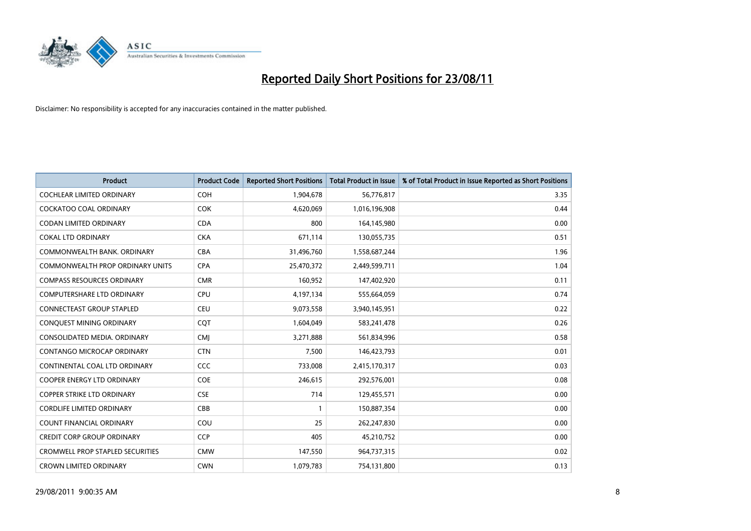# Reported Daily Short Positions for 23/08/11

Disclaimer: No responsibility is accepted for any inaccuracies contained in the matter published.

| Product | Product Code | Reported Short Positions | Total Product in Issue | % of Total Product in Issue Reported as Short Positions |
|---|---|---|---|---|
| COCHLEAR LIMITED ORDINARY | COH | 1,904,678 | 56,776,817 | 3.35 |
| COCKATOO COAL ORDINARY | COK | 4,620,069 | 1,016,196,908 | 0.44 |
| CODAN LIMITED ORDINARY | CDA | 800 | 164,145,980 | 0.00 |
| COKAL LTD ORDINARY | CKA | 671,114 | 130,055,735 | 0.51 |
| COMMONWEALTH BANK. ORDINARY | CBA | 31,496,760 | 1,558,687,244 | 1.96 |
| COMMONWEALTH PROP ORDINARY UNITS | CPA | 25,470,372 | 2,449,599,711 | 1.04 |
| COMPASS RESOURCES ORDINARY | CMR | 160,952 | 147,402,920 | 0.11 |
| COMPUTERSHARE LTD ORDINARY | CPU | 4,197,134 | 555,664,059 | 0.74 |
| CONNECTEAST GROUP STAPLED | CEU | 9,073,558 | 3,940,145,951 | 0.22 |
| CONQUEST MINING ORDINARY | CQT | 1,604,049 | 583,241,478 | 0.26 |
| CONSOLIDATED MEDIA. ORDINARY | CMJ | 3,271,888 | 561,834,996 | 0.58 |
| CONTANGO MICROCAP ORDINARY | CTN | 7,500 | 146,423,793 | 0.01 |
| CONTINENTAL COAL LTD ORDINARY | CCC | 733,008 | 2,415,170,317 | 0.03 |
| COOPER ENERGY LTD ORDINARY | COE | 246,615 | 292,576,001 | 0.08 |
| COPPER STRIKE LTD ORDINARY | CSE | 714 | 129,455,571 | 0.00 |
| CORDLIFE LIMITED ORDINARY | CBB | 1 | 150,887,354 | 0.00 |
| COUNT FINANCIAL ORDINARY | COU | 25 | 262,247,830 | 0.00 |
| CREDIT CORP GROUP ORDINARY | CCP | 405 | 45,210,752 | 0.00 |
| CROMWELL PROP STAPLED SECURITIES | CMW | 147,550 | 964,737,315 | 0.02 |
| CROWN LIMITED ORDINARY | CWN | 1,079,783 | 754,131,800 | 0.13 |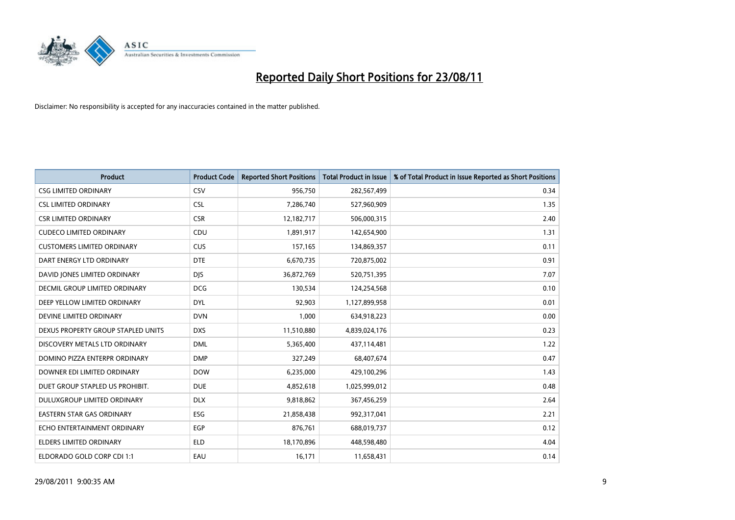# Reported Daily Short Positions for 23/08/11

Disclaimer: No responsibility is accepted for any inaccuracies contained in the matter published.

| Product | Product Code | Reported Short Positions | Total Product in Issue | % of Total Product in Issue Reported as Short Positions |
|---|---|---|---|---|
| CSG LIMITED ORDINARY | CSV | 956,750 | 282,567,499 | 0.34 |
| CSL LIMITED ORDINARY | CSL | 7,286,740 | 527,960,909 | 1.35 |
| CSR LIMITED ORDINARY | CSR | 12,182,717 | 506,000,315 | 2.40 |
| CUDECO LIMITED ORDINARY | CDU | 1,891,917 | 142,654,900 | 1.31 |
| CUSTOMERS LIMITED ORDINARY | CUS | 157,165 | 134,869,357 | 0.11 |
| DART ENERGY LTD ORDINARY | DTE | 6,670,735 | 720,875,002 | 0.91 |
| DAVID JONES LIMITED ORDINARY | DJS | 36,872,769 | 520,751,395 | 7.07 |
| DECMIL GROUP LIMITED ORDINARY | DCG | 130,534 | 124,254,568 | 0.10 |
| DEEP YELLOW LIMITED ORDINARY | DYL | 92,903 | 1,127,899,958 | 0.01 |
| DEVINE LIMITED ORDINARY | DVN | 1,000 | 634,918,223 | 0.00 |
| DEXUS PROPERTY GROUP STAPLED UNITS | DXS | 11,510,880 | 4,839,024,176 | 0.23 |
| DISCOVERY METALS LTD ORDINARY | DML | 5,365,400 | 437,114,481 | 1.22 |
| DOMINO PIZZA ENTERPR ORDINARY | DMP | 327,249 | 68,407,674 | 0.47 |
| DOWNER EDI LIMITED ORDINARY | DOW | 6,235,000 | 429,100,296 | 1.43 |
| DUET GROUP STAPLED US PROHIBIT. | DUE | 4,852,618 | 1,025,999,012 | 0.48 |
| DULUXGROUP LIMITED ORDINARY | DLX | 9,818,862 | 367,456,259 | 2.64 |
| EASTERN STAR GAS ORDINARY | ESG | 21,858,438 | 992,317,041 | 2.21 |
| ECHO ENTERTAINMENT ORDINARY | EGP | 876,761 | 688,019,737 | 0.12 |
| ELDERS LIMITED ORDINARY | ELD | 18,170,896 | 448,598,480 | 4.04 |
| ELDORADO GOLD CORP CDI 1:1 | EAU | 16,171 | 11,658,431 | 0.14 |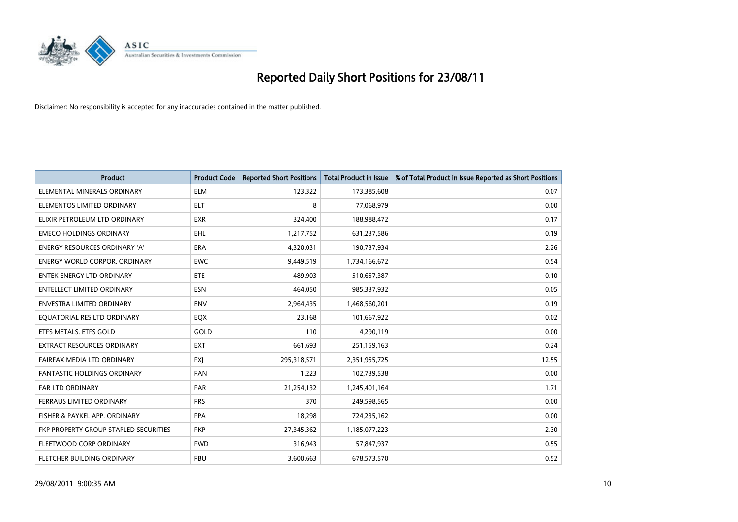# Reported Daily Short Positions for 23/08/11

Disclaimer: No responsibility is accepted for any inaccuracies contained in the matter published.

| Product | Product Code | Reported Short Positions | Total Product in Issue | % of Total Product in Issue Reported as Short Positions |
|---|---|---|---|---|
| ELEMENTAL MINERALS ORDINARY | ELM | 123,322 | 173,385,608 | 0.07 |
| ELEMENTOS LIMITED ORDINARY | ELT | 8 | 77,068,979 | 0.00 |
| ELIXIR PETROLEUM LTD ORDINARY | EXR | 324,400 | 188,988,472 | 0.17 |
| EMECO HOLDINGS ORDINARY | EHL | 1,217,752 | 631,237,586 | 0.19 |
| ENERGY RESOURCES ORDINARY 'A' | ERA | 4,320,031 | 190,737,934 | 2.26 |
| ENERGY WORLD CORPOR. ORDINARY | EWC | 9,449,519 | 1,734,166,672 | 0.54 |
| ENTEK ENERGY LTD ORDINARY | ETE | 489,903 | 510,657,387 | 0.10 |
| ENTELLECT LIMITED ORDINARY | ESN | 464,050 | 985,337,932 | 0.05 |
| ENVESTRA LIMITED ORDINARY | ENV | 2,964,435 | 1,468,560,201 | 0.19 |
| EQUATORIAL RES LTD ORDINARY | EQX | 23,168 | 101,667,922 | 0.02 |
| ETFS METALS. ETFS GOLD | GOLD | 110 | 4,290,119 | 0.00 |
| EXTRACT RESOURCES ORDINARY | EXT | 661,693 | 251,159,163 | 0.24 |
| FAIRFAX MEDIA LTD ORDINARY | FXJ | 295,318,571 | 2,351,955,725 | 12.55 |
| FANTASTIC HOLDINGS ORDINARY | FAN | 1,223 | 102,739,538 | 0.00 |
| FAR LTD ORDINARY | FAR | 21,254,132 | 1,245,401,164 | 1.71 |
| FERRAUS LIMITED ORDINARY | FRS | 370 | 249,598,565 | 0.00 |
| FISHER & PAYKEL APP. ORDINARY | FPA | 18,298 | 724,235,162 | 0.00 |
| FKP PROPERTY GROUP STAPLED SECURITIES | FKP | 27,345,362 | 1,185,077,223 | 2.30 |
| FLEETWOOD CORP ORDINARY | FWD | 316,943 | 57,847,937 | 0.55 |
| FLETCHER BUILDING ORDINARY | FBU | 3,600,663 | 678,573,570 | 0.52 |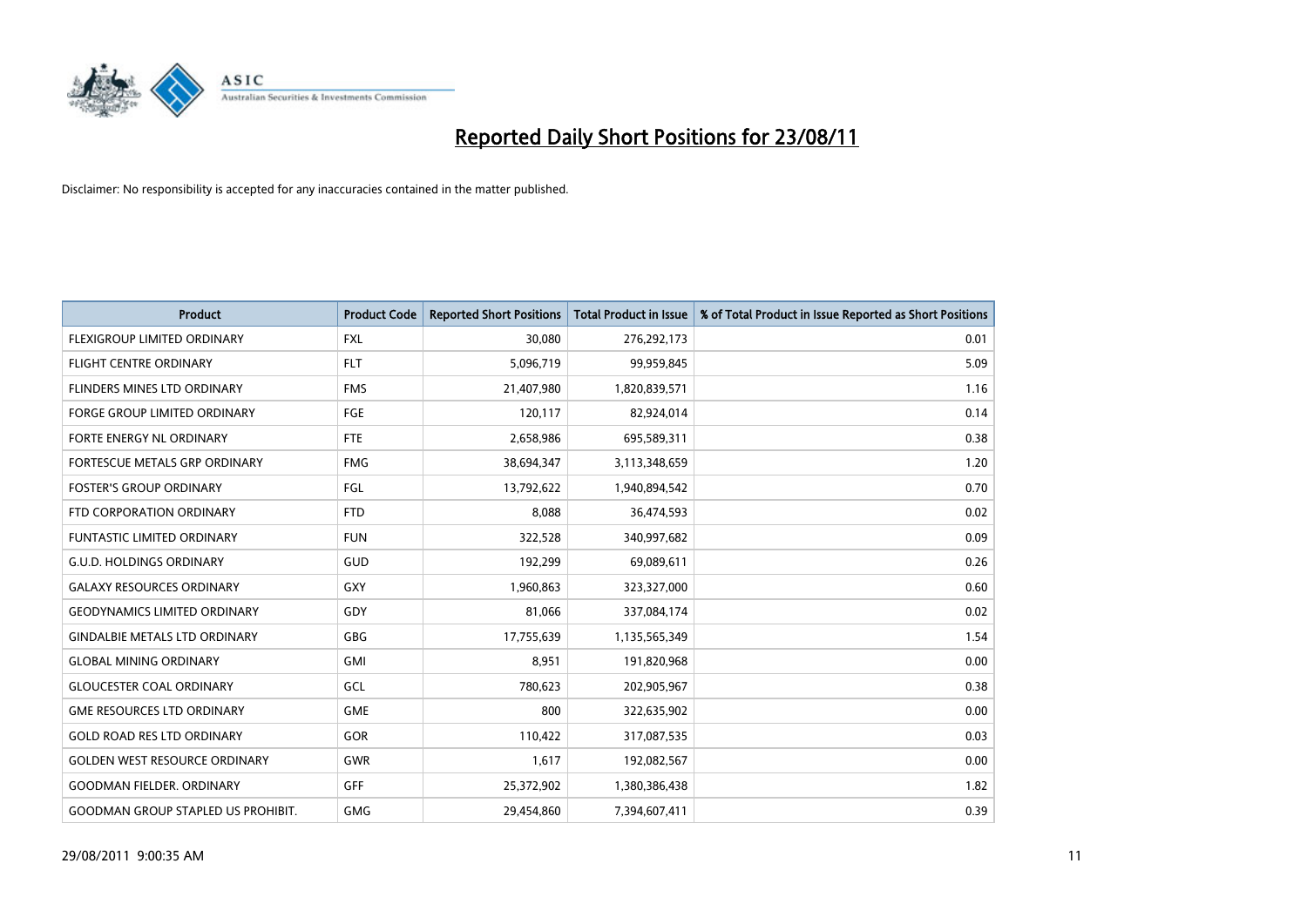# Reported Daily Short Positions for 23/08/11

Disclaimer: No responsibility is accepted for any inaccuracies contained in the matter published.

| Product | Product Code | Reported Short Positions | Total Product in Issue | % of Total Product in Issue Reported as Short Positions |
|---|---|---|---|---|
| FLEXIGROUP LIMITED ORDINARY | FXL | 30,080 | 276,292,173 | 0.01 |
| FLIGHT CENTRE ORDINARY | FLT | 5,096,719 | 99,959,845 | 5.09 |
| FLINDERS MINES LTD ORDINARY | FMS | 21,407,980 | 1,820,839,571 | 1.16 |
| FORGE GROUP LIMITED ORDINARY | FGE | 120,117 | 82,924,014 | 0.14 |
| FORTE ENERGY NL ORDINARY | FTE | 2,658,986 | 695,589,311 | 0.38 |
| FORTESCUE METALS GRP ORDINARY | FMG | 38,694,347 | 3,113,348,659 | 1.20 |
| FOSTER'S GROUP ORDINARY | FGL | 13,792,622 | 1,940,894,542 | 0.70 |
| FTD CORPORATION ORDINARY | FTD | 8,088 | 36,474,593 | 0.02 |
| FUNTASTIC LIMITED ORDINARY | FUN | 322,528 | 340,997,682 | 0.09 |
| G.U.D. HOLDINGS ORDINARY | GUD | 192,299 | 69,089,611 | 0.26 |
| GALAXY RESOURCES ORDINARY | GXY | 1,960,863 | 323,327,000 | 0.60 |
| GEODYNAMICS LIMITED ORDINARY | GDY | 81,066 | 337,084,174 | 0.02 |
| GINDALBIE METALS LTD ORDINARY | GBG | 17,755,639 | 1,135,565,349 | 1.54 |
| GLOBAL MINING ORDINARY | GMI | 8,951 | 191,820,968 | 0.00 |
| GLOUCESTER COAL ORDINARY | GCL | 780,623 | 202,905,967 | 0.38 |
| GME RESOURCES LTD ORDINARY | GME | 800 | 322,635,902 | 0.00 |
| GOLD ROAD RES LTD ORDINARY | GOR | 110,422 | 317,087,535 | 0.03 |
| GOLDEN WEST RESOURCE ORDINARY | GWR | 1,617 | 192,082,567 | 0.00 |
| GOODMAN FIELDER. ORDINARY | GFF | 25,372,902 | 1,380,386,438 | 1.82 |
| GOODMAN GROUP STAPLED US PROHIBIT. | GMG | 29,454,860 | 7,394,607,411 | 0.39 |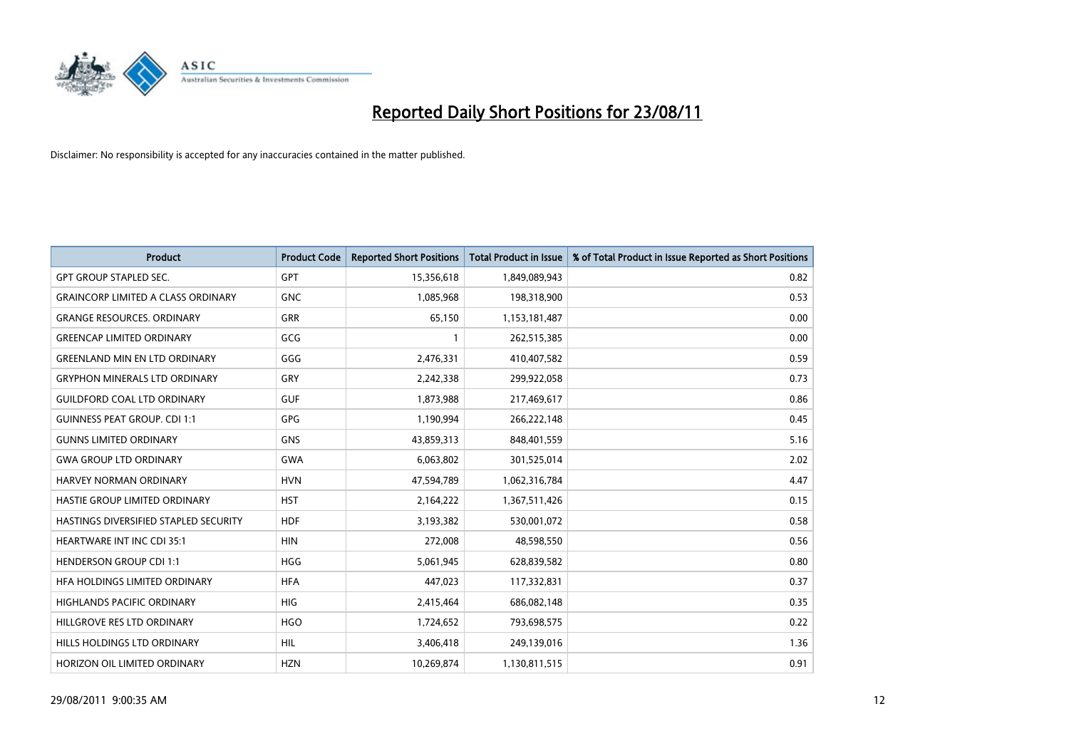# Reported Daily Short Positions for 23/08/11

Disclaimer: No responsibility is accepted for any inaccuracies contained in the matter published.

| Product | Product Code | Reported Short Positions | Total Product in Issue | % of Total Product in Issue Reported as Short Positions |
|---|---|---|---|---|
| GPT GROUP STAPLED SEC. | GPT | 15,356,618 | 1,849,089,943 | 0.82 |
| GRAINCORP LIMITED A CLASS ORDINARY | GNC | 1,085,968 | 198,318,900 | 0.53 |
| GRANGE RESOURCES. ORDINARY | GRR | 65,150 | 1,153,181,487 | 0.00 |
| GREENCAP LIMITED ORDINARY | GCG | 1 | 262,515,385 | 0.00 |
| GREENLAND MIN EN LTD ORDINARY | GGG | 2,476,331 | 410,407,582 | 0.59 |
| GRYPHON MINERALS LTD ORDINARY | GRY | 2,242,338 | 299,922,058 | 0.73 |
| GUILDFORD COAL LTD ORDINARY | GUF | 1,873,988 | 217,469,617 | 0.86 |
| GUINNESS PEAT GROUP. CDI 1:1 | GPG | 1,190,994 | 266,222,148 | 0.45 |
| GUNNS LIMITED ORDINARY | GNS | 43,859,313 | 848,401,559 | 5.16 |
| GWA GROUP LTD ORDINARY | GWA | 6,063,802 | 301,525,014 | 2.02 |
| HARVEY NORMAN ORDINARY | HVN | 47,594,789 | 1,062,316,784 | 4.47 |
| HASTIE GROUP LIMITED ORDINARY | HST | 2,164,222 | 1,367,511,426 | 0.15 |
| HASTINGS DIVERSIFIED STAPLED SECURITY | HDF | 3,193,382 | 530,001,072 | 0.58 |
| HEARTWARE INT INC CDI 35:1 | HIN | 272,008 | 48,598,550 | 0.56 |
| HENDERSON GROUP CDI 1:1 | HGG | 5,061,945 | 628,839,582 | 0.80 |
| HFA HOLDINGS LIMITED ORDINARY | HFA | 447,023 | 117,332,831 | 0.37 |
| HIGHLANDS PACIFIC ORDINARY | HIG | 2,415,464 | 686,082,148 | 0.35 |
| HILLGROVE RES LTD ORDINARY | HGO | 1,724,652 | 793,698,575 | 0.22 |
| HILLS HOLDINGS LTD ORDINARY | HIL | 3,406,418 | 249,139,016 | 1.36 |
| HORIZON OIL LIMITED ORDINARY | HZN | 10,269,874 | 1,130,811,515 | 0.91 |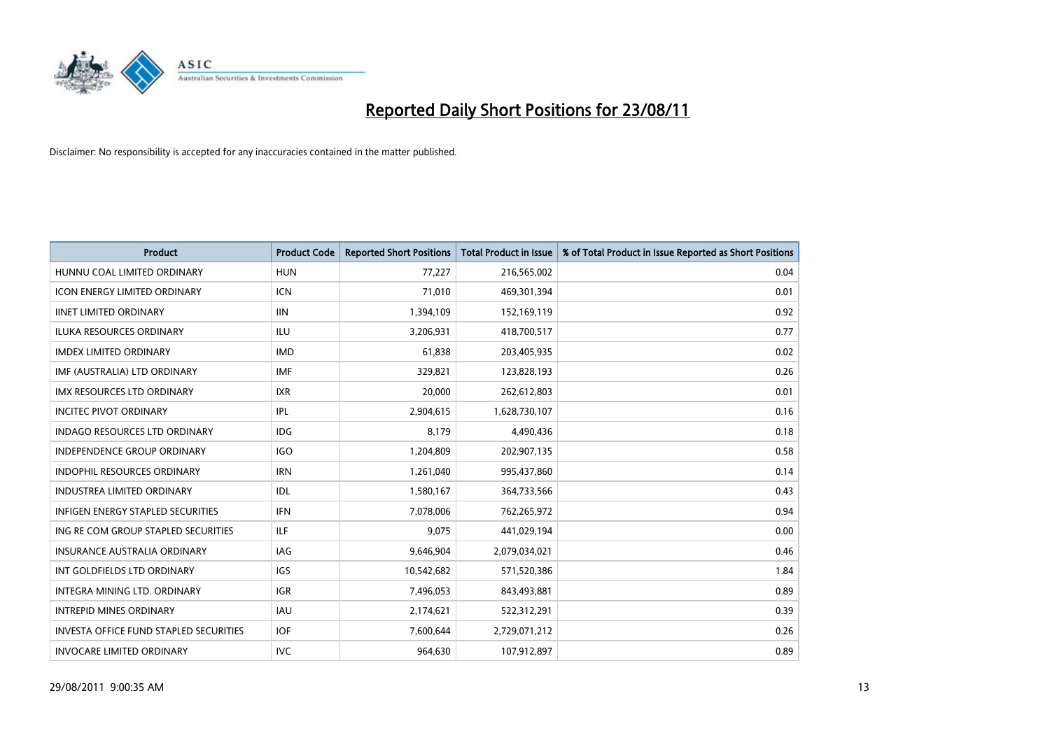# Reported Daily Short Positions for 23/08/11

Disclaimer: No responsibility is accepted for any inaccuracies contained in the matter published.

| Product | Product Code | Reported Short Positions | Total Product in Issue | % of Total Product in Issue Reported as Short Positions |
|---|---|---|---|---|
| HUNNU COAL LIMITED ORDINARY | HUN | 77,227 | 216,565,002 | 0.04 |
| ICON ENERGY LIMITED ORDINARY | ICN | 71,010 | 469,301,394 | 0.01 |
| IINET LIMITED ORDINARY | IIN | 1,394,109 | 152,169,119 | 0.92 |
| ILUKA RESOURCES ORDINARY | ILU | 3,206,931 | 418,700,517 | 0.77 |
| IMDEX LIMITED ORDINARY | IMD | 61,838 | 203,405,935 | 0.02 |
| IMF (AUSTRALIA) LTD ORDINARY | IMF | 329,821 | 123,828,193 | 0.26 |
| IMX RESOURCES LTD ORDINARY | IXR | 20,000 | 262,612,803 | 0.01 |
| INCITEC PIVOT ORDINARY | IPL | 2,904,615 | 1,628,730,107 | 0.16 |
| INDAGO RESOURCES LTD ORDINARY | IDG | 8,179 | 4,490,436 | 0.18 |
| INDEPENDENCE GROUP ORDINARY | IGO | 1,204,809 | 202,907,135 | 0.58 |
| INDOPHIL RESOURCES ORDINARY | IRN | 1,261,040 | 995,437,860 | 0.14 |
| INDUSTREA LIMITED ORDINARY | IDL | 1,580,167 | 364,733,566 | 0.43 |
| INFIGEN ENERGY STAPLED SECURITIES | IFN | 7,078,006 | 762,265,972 | 0.94 |
| ING RE COM GROUP STAPLED SECURITIES | ILF | 9,075 | 441,029,194 | 0.00 |
| INSURANCE AUSTRALIA ORDINARY | IAG | 9,646,904 | 2,079,034,021 | 0.46 |
| INT GOLDFIELDS LTD ORDINARY | IGS | 10,542,682 | 571,520,386 | 1.84 |
| INTEGRA MINING LTD. ORDINARY | IGR | 7,496,053 | 843,493,881 | 0.89 |
| INTREPID MINES ORDINARY | IAU | 2,174,621 | 522,312,291 | 0.39 |
| INVESTA OFFICE FUND STAPLED SECURITIES | IOF | 7,600,644 | 2,729,071,212 | 0.26 |
| INVOCARE LIMITED ORDINARY | IVC | 964,630 | 107,912,897 | 0.89 |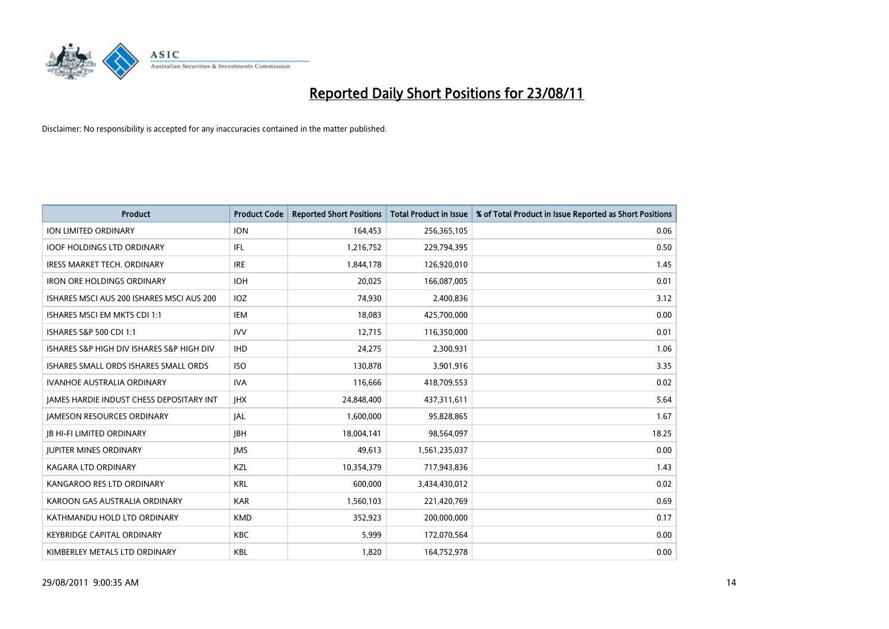# Reported Daily Short Positions for 23/08/11

Disclaimer: No responsibility is accepted for any inaccuracies contained in the matter published.

| Product | Product Code | Reported Short Positions | Total Product in Issue | % of Total Product in Issue Reported as Short Positions |
|---|---|---|---|---|
| ION LIMITED ORDINARY | ION | 164,453 | 256,365,105 | 0.06 |
| IOOF HOLDINGS LTD ORDINARY | IFL | 1,216,752 | 229,794,395 | 0.50 |
| IRESS MARKET TECH. ORDINARY | IRE | 1,844,178 | 126,920,010 | 1.45 |
| IRON ORE HOLDINGS ORDINARY | IOH | 20,025 | 166,087,005 | 0.01 |
| ISHARES MSCI AUS 200 ISHARES MSCI AUS 200 | IOZ | 74,930 | 2,400,836 | 3.12 |
| ISHARES MSCI EM MKTS CDI 1:1 | IEM | 18,083 | 425,700,000 | 0.00 |
| ISHARES S&P 500 CDI 1:1 | IVV | 12,715 | 116,350,000 | 0.01 |
| ISHARES S&P HIGH DIV ISHARES S&P HIGH DIV | IHD | 24,275 | 2,300,931 | 1.06 |
| ISHARES SMALL ORDS ISHARES SMALL ORDS | ISO | 130,878 | 3,901,916 | 3.35 |
| IVANHOE AUSTRALIA ORDINARY | IVA | 116,666 | 418,709,553 | 0.02 |
| JAMES HARDIE INDUST CHESS DEPOSITARY INT | JHX | 24,848,400 | 437,311,611 | 5.64 |
| JAMESON RESOURCES ORDINARY | JAL | 1,600,000 | 95,828,865 | 1.67 |
| JB HI-FI LIMITED ORDINARY | JBH | 18,004,141 | 98,564,097 | 18.25 |
| JUPITER MINES ORDINARY | JMS | 49,613 | 1,561,235,037 | 0.00 |
| KAGARA LTD ORDINARY | KZL | 10,354,379 | 717,943,836 | 1.43 |
| KANGAROO RES LTD ORDINARY | KRL | 600,000 | 3,434,430,012 | 0.02 |
| KAROON GAS AUSTRALIA ORDINARY | KAR | 1,560,103 | 221,420,769 | 0.69 |
| KATHMANDU HOLD LTD ORDINARY | KMD | 352,923 | 200,000,000 | 0.17 |
| KEYBRIDGE CAPITAL ORDINARY | KBC | 5,999 | 172,070,564 | 0.00 |
| KIMBERLEY METALS LTD ORDINARY | KBL | 1,820 | 164,752,978 | 0.00 |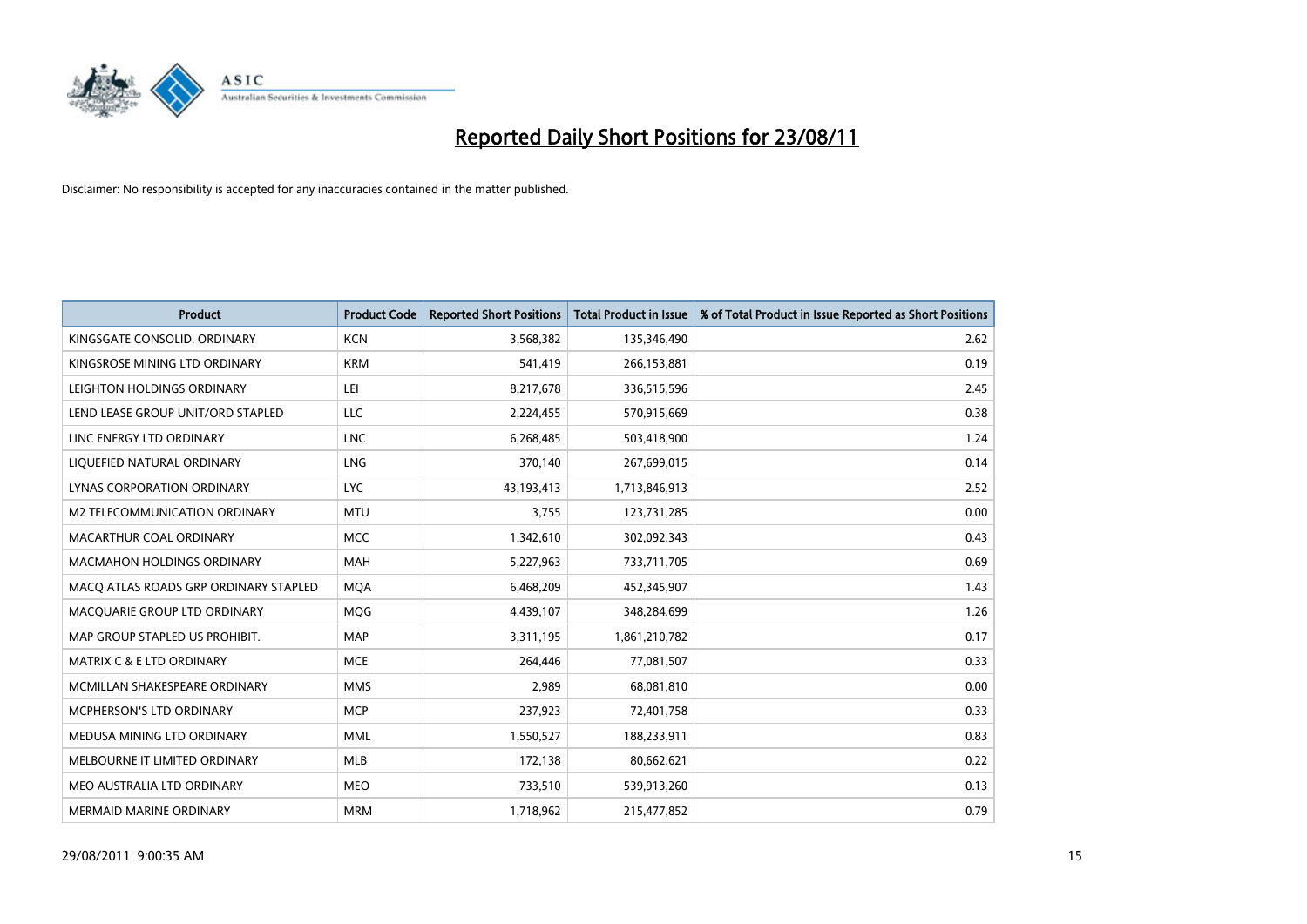# Reported Daily Short Positions for 23/08/11

Disclaimer: No responsibility is accepted for any inaccuracies contained in the matter published.

| Product | Product Code | Reported Short Positions | Total Product in Issue | % of Total Product in Issue Reported as Short Positions |
|---|---|---|---|---|
| KINGSGATE CONSOLID. ORDINARY | KCN | 3,568,382 | 135,346,490 | 2.62 |
| KINGSROSE MINING LTD ORDINARY | KRM | 541,419 | 266,153,881 | 0.19 |
| LEIGHTON HOLDINGS ORDINARY | LEI | 8,217,678 | 336,515,596 | 2.45 |
| LEND LEASE GROUP UNIT/ORD STAPLED | LLC | 2,224,455 | 570,915,669 | 0.38 |
| LINC ENERGY LTD ORDINARY | LNC | 6,268,485 | 503,418,900 | 1.24 |
| LIQUEFIED NATURAL ORDINARY | LNG | 370,140 | 267,699,015 | 0.14 |
| LYNAS CORPORATION ORDINARY | LYC | 43,193,413 | 1,713,846,913 | 2.52 |
| M2 TELECOMMUNICATION ORDINARY | MTU | 3,755 | 123,731,285 | 0.00 |
| MACARTHUR COAL ORDINARY | MCC | 1,342,610 | 302,092,343 | 0.43 |
| MACMAHON HOLDINGS ORDINARY | MAH | 5,227,963 | 733,711,705 | 0.69 |
| MACQ ATLAS ROADS GRP ORDINARY STAPLED | MQA | 6,468,209 | 452,345,907 | 1.43 |
| MACQUARIE GROUP LTD ORDINARY | MQG | 4,439,107 | 348,284,699 | 1.26 |
| MAP GROUP STAPLED US PROHIBIT. | MAP | 3,311,195 | 1,861,210,782 | 0.17 |
| MATRIX C & E LTD ORDINARY | MCE | 264,446 | 77,081,507 | 0.33 |
| MCMILLAN SHAKESPEARE ORDINARY | MMS | 2,989 | 68,081,810 | 0.00 |
| MCPHERSON'S LTD ORDINARY | MCP | 237,923 | 72,401,758 | 0.33 |
| MEDUSA MINING LTD ORDINARY | MML | 1,550,527 | 188,233,911 | 0.83 |
| MELBOURNE IT LIMITED ORDINARY | MLB | 172,138 | 80,662,621 | 0.22 |
| MEO AUSTRALIA LTD ORDINARY | MEO | 733,510 | 539,913,260 | 0.13 |
| MERMAID MARINE ORDINARY | MRM | 1,718,962 | 215,477,852 | 0.79 |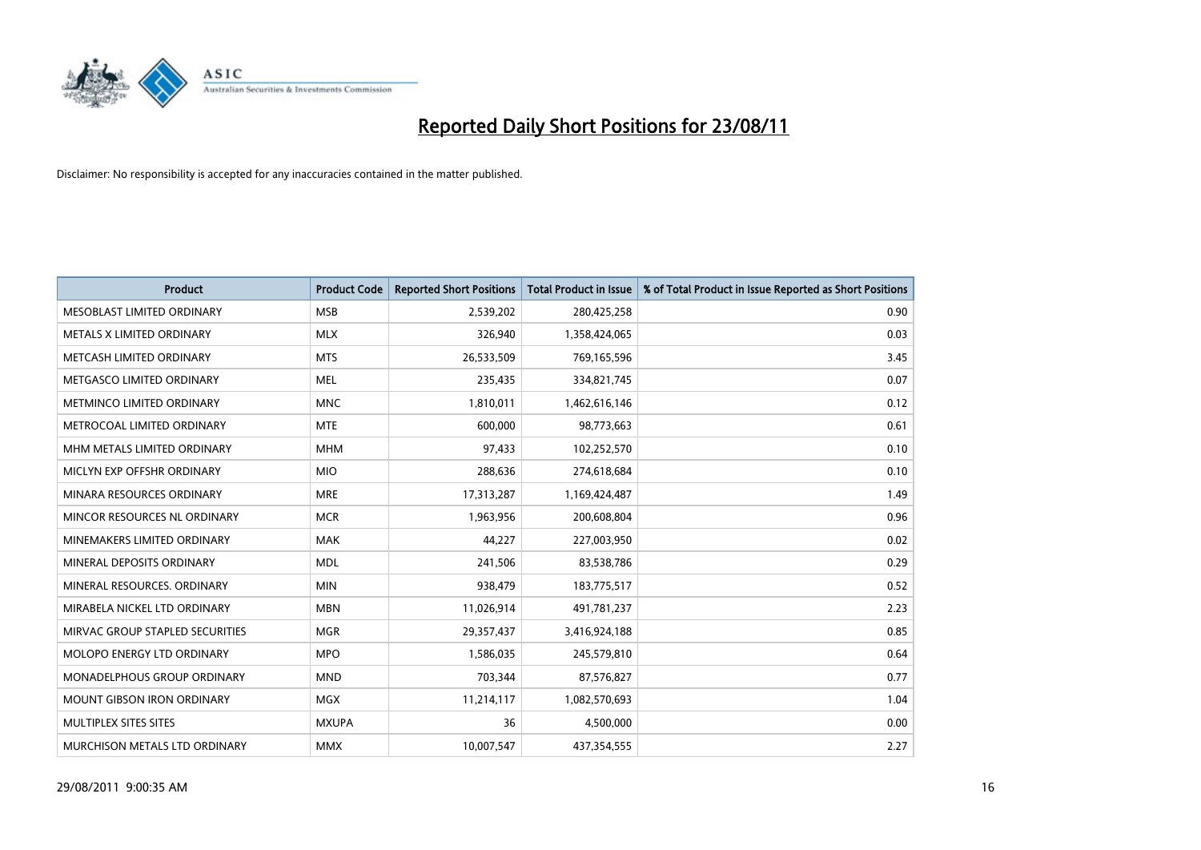# Reported Daily Short Positions for 23/08/11

Disclaimer: No responsibility is accepted for any inaccuracies contained in the matter published.

| Product | Product Code | Reported Short Positions | Total Product in Issue | % of Total Product in Issue Reported as Short Positions |
|---|---|---|---|---|
| MESOBLAST LIMITED ORDINARY | MSB | 2,539,202 | 280,425,258 | 0.90 |
| METALS X LIMITED ORDINARY | MLX | 326,940 | 1,358,424,065 | 0.03 |
| METCASH LIMITED ORDINARY | MTS | 26,533,509 | 769,165,596 | 3.45 |
| METGASCO LIMITED ORDINARY | MEL | 235,435 | 334,821,745 | 0.07 |
| METMINCO LIMITED ORDINARY | MNC | 1,810,011 | 1,462,616,146 | 0.12 |
| METROCOAL LIMITED ORDINARY | MTE | 600,000 | 98,773,663 | 0.61 |
| MHM METALS LIMITED ORDINARY | MHM | 97,433 | 102,252,570 | 0.10 |
| MICLYN EXP OFFSHR ORDINARY | MIO | 288,636 | 274,618,684 | 0.10 |
| MINARA RESOURCES ORDINARY | MRE | 17,313,287 | 1,169,424,487 | 1.49 |
| MINCOR RESOURCES NL ORDINARY | MCR | 1,963,956 | 200,608,804 | 0.96 |
| MINEMAKERS LIMITED ORDINARY | MAK | 44,227 | 227,003,950 | 0.02 |
| MINERAL DEPOSITS ORDINARY | MDL | 241,506 | 83,538,786 | 0.29 |
| MINERAL RESOURCES. ORDINARY | MIN | 938,479 | 183,775,517 | 0.52 |
| MIRABELA NICKEL LTD ORDINARY | MBN | 11,026,914 | 491,781,237 | 2.23 |
| MIRVAC GROUP STAPLED SECURITIES | MGR | 29,357,437 | 3,416,924,188 | 0.85 |
| MOLOPO ENERGY LTD ORDINARY | MPO | 1,586,035 | 245,579,810 | 0.64 |
| MONADELPHOUS GROUP ORDINARY | MND | 703,344 | 87,576,827 | 0.77 |
| MOUNT GIBSON IRON ORDINARY | MGX | 11,214,117 | 1,082,570,693 | 1.04 |
| MULTIPLEX SITES SITES | MXUPA | 36 | 4,500,000 | 0.00 |
| MURCHISON METALS LTD ORDINARY | MMX | 10,007,547 | 437,354,555 | 2.27 |

29/08/2011 9:00:35 AM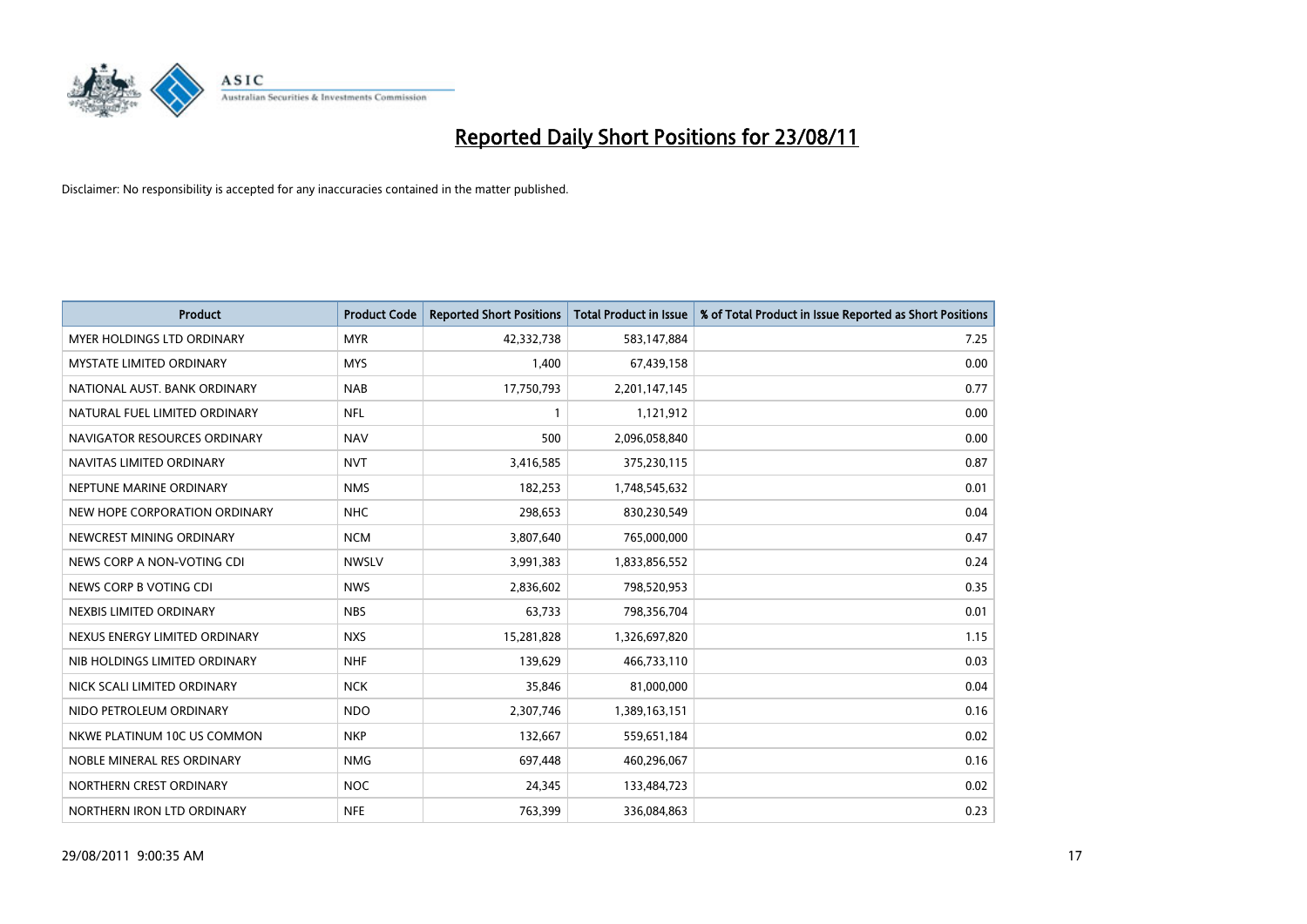# Reported Daily Short Positions for 23/08/11

Disclaimer: No responsibility is accepted for any inaccuracies contained in the matter published.

| Product | Product Code | Reported Short Positions | Total Product in Issue | % of Total Product in Issue Reported as Short Positions |
|---|---|---|---|---|
| MYER HOLDINGS LTD ORDINARY | MYR | 42,332,738 | 583,147,884 | 7.25 |
| MYSTATE LIMITED ORDINARY | MYS | 1,400 | 67,439,158 | 0.00 |
| NATIONAL AUST. BANK ORDINARY | NAB | 17,750,793 | 2,201,147,145 | 0.77 |
| NATURAL FUEL LIMITED ORDINARY | NFL | 1 | 1,121,912 | 0.00 |
| NAVIGATOR RESOURCES ORDINARY | NAV | 500 | 2,096,058,840 | 0.00 |
| NAVITAS LIMITED ORDINARY | NVT | 3,416,585 | 375,230,115 | 0.87 |
| NEPTUNE MARINE ORDINARY | NMS | 182,253 | 1,748,545,632 | 0.01 |
| NEW HOPE CORPORATION ORDINARY | NHC | 298,653 | 830,230,549 | 0.04 |
| NEWCREST MINING ORDINARY | NCM | 3,807,640 | 765,000,000 | 0.47 |
| NEWS CORP A NON-VOTING CDI | NWSLV | 3,991,383 | 1,833,856,552 | 0.24 |
| NEWS CORP B VOTING CDI | NWS | 2,836,602 | 798,520,953 | 0.35 |
| NEXBIS LIMITED ORDINARY | NBS | 63,733 | 798,356,704 | 0.01 |
| NEXUS ENERGY LIMITED ORDINARY | NXS | 15,281,828 | 1,326,697,820 | 1.15 |
| NIB HOLDINGS LIMITED ORDINARY | NHF | 139,629 | 466,733,110 | 0.03 |
| NICK SCALI LIMITED ORDINARY | NCK | 35,846 | 81,000,000 | 0.04 |
| NIDO PETROLEUM ORDINARY | NDO | 2,307,746 | 1,389,163,151 | 0.16 |
| NKWE PLATINUM 10C US COMMON | NKP | 132,667 | 559,651,184 | 0.02 |
| NOBLE MINERAL RES ORDINARY | NMG | 697,448 | 460,296,067 | 0.16 |
| NORTHERN CREST ORDINARY | NOC | 24,345 | 133,484,723 | 0.02 |
| NORTHERN IRON LTD ORDINARY | NFE | 763,399 | 336,084,863 | 0.23 |

29/08/2011 9:00:35 AM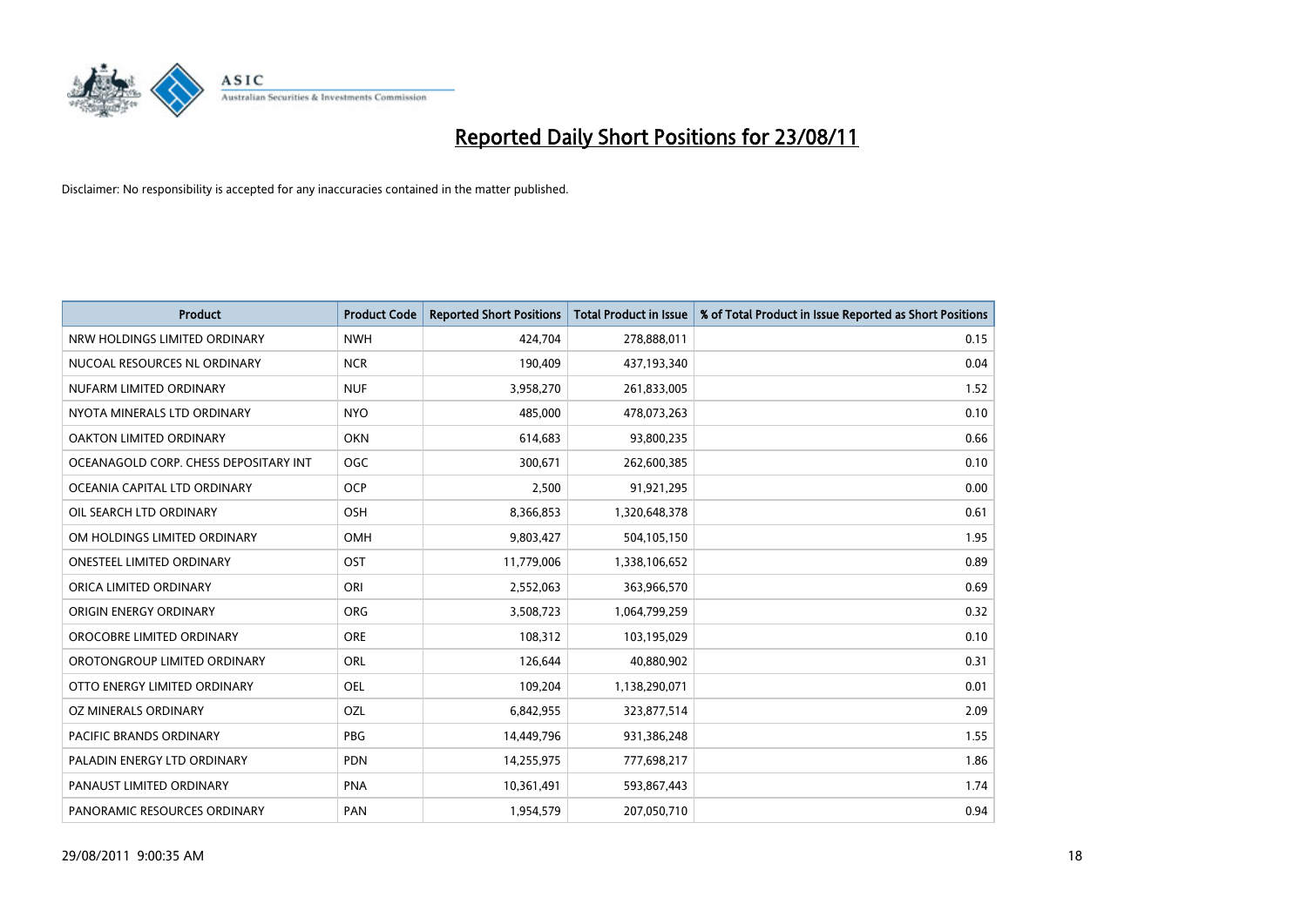# Reported Daily Short Positions for 23/08/11

Disclaimer: No responsibility is accepted for any inaccuracies contained in the matter published.

| Product | Product Code | Reported Short Positions | Total Product in Issue | % of Total Product in Issue Reported as Short Positions |
|---|---|---|---|---|
| NRW HOLDINGS LIMITED ORDINARY | NWH | 424,704 | 278,888,011 | 0.15 |
| NUCOAL RESOURCES NL ORDINARY | NCR | 190,409 | 437,193,340 | 0.04 |
| NUFARM LIMITED ORDINARY | NUF | 3,958,270 | 261,833,005 | 1.52 |
| NYOTA MINERALS LTD ORDINARY | NYO | 485,000 | 478,073,263 | 0.10 |
| OAKTON LIMITED ORDINARY | OKN | 614,683 | 93,800,235 | 0.66 |
| OCEANAGOLD CORP. CHESS DEPOSITARY INT | OGC | 300,671 | 262,600,385 | 0.10 |
| OCEANIA CAPITAL LTD ORDINARY | OCP | 2,500 | 91,921,295 | 0.00 |
| OIL SEARCH LTD ORDINARY | OSH | 8,366,853 | 1,320,648,378 | 0.61 |
| OM HOLDINGS LIMITED ORDINARY | OMH | 9,803,427 | 504,105,150 | 1.95 |
| ONESTEEL LIMITED ORDINARY | OST | 11,779,006 | 1,338,106,652 | 0.89 |
| ORICA LIMITED ORDINARY | ORI | 2,552,063 | 363,966,570 | 0.69 |
| ORIGIN ENERGY ORDINARY | ORG | 3,508,723 | 1,064,799,259 | 0.32 |
| OROCOBRE LIMITED ORDINARY | ORE | 108,312 | 103,195,029 | 0.10 |
| OROTONGROUP LIMITED ORDINARY | ORL | 126,644 | 40,880,902 | 0.31 |
| OTTO ENERGY LIMITED ORDINARY | OEL | 109,204 | 1,138,290,071 | 0.01 |
| OZ MINERALS ORDINARY | OZL | 6,842,955 | 323,877,514 | 2.09 |
| PACIFIC BRANDS ORDINARY | PBG | 14,449,796 | 931,386,248 | 1.55 |
| PALADIN ENERGY LTD ORDINARY | PDN | 14,255,975 | 777,698,217 | 1.86 |
| PANAUST LIMITED ORDINARY | PNA | 10,361,491 | 593,867,443 | 1.74 |
| PANORAMIC RESOURCES ORDINARY | PAN | 1,954,579 | 207,050,710 | 0.94 |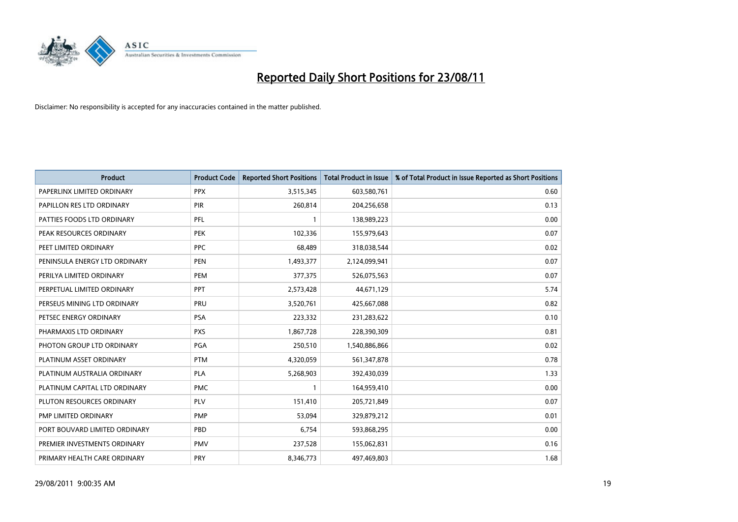# Reported Daily Short Positions for 23/08/11

Disclaimer: No responsibility is accepted for any inaccuracies contained in the matter published.

| Product | Product Code | Reported Short Positions | Total Product in Issue | % of Total Product in Issue Reported as Short Positions |
|---|---|---|---|---|
| PAPERLINX LIMITED ORDINARY | PPX | 3,515,345 | 603,580,761 | 0.60 |
| PAPILLON RES LTD ORDINARY | PIR | 260,814 | 204,256,658 | 0.13 |
| PATTIES FOODS LTD ORDINARY | PFL | 1 | 138,989,223 | 0.00 |
| PEAK RESOURCES ORDINARY | PEK | 102,336 | 155,979,643 | 0.07 |
| PEET LIMITED ORDINARY | PPC | 68,489 | 318,038,544 | 0.02 |
| PENINSULA ENERGY LTD ORDINARY | PEN | 1,493,377 | 2,124,099,941 | 0.07 |
| PERILYA LIMITED ORDINARY | PEM | 377,375 | 526,075,563 | 0.07 |
| PERPETUAL LIMITED ORDINARY | PPT | 2,573,428 | 44,671,129 | 5.74 |
| PERSEUS MINING LTD ORDINARY | PRU | 3,520,761 | 425,667,088 | 0.82 |
| PETSEC ENERGY ORDINARY | PSA | 223,332 | 231,283,622 | 0.10 |
| PHARMAXIS LTD ORDINARY | PXS | 1,867,728 | 228,390,309 | 0.81 |
| PHOTON GROUP LTD ORDINARY | PGA | 250,510 | 1,540,886,866 | 0.02 |
| PLATINUM ASSET ORDINARY | PTM | 4,320,059 | 561,347,878 | 0.78 |
| PLATINUM AUSTRALIA ORDINARY | PLA | 5,268,903 | 392,430,039 | 1.33 |
| PLATINUM CAPITAL LTD ORDINARY | PMC | 1 | 164,959,410 | 0.00 |
| PLUTON RESOURCES ORDINARY | PLV | 151,410 | 205,721,849 | 0.07 |
| PMP LIMITED ORDINARY | PMP | 53,094 | 329,879,212 | 0.01 |
| PORT BOUVARD LIMITED ORDINARY | PBD | 6,754 | 593,868,295 | 0.00 |
| PREMIER INVESTMENTS ORDINARY | PMV | 237,528 | 155,062,831 | 0.16 |
| PRIMARY HEALTH CARE ORDINARY | PRY | 8,346,773 | 497,469,803 | 1.68 |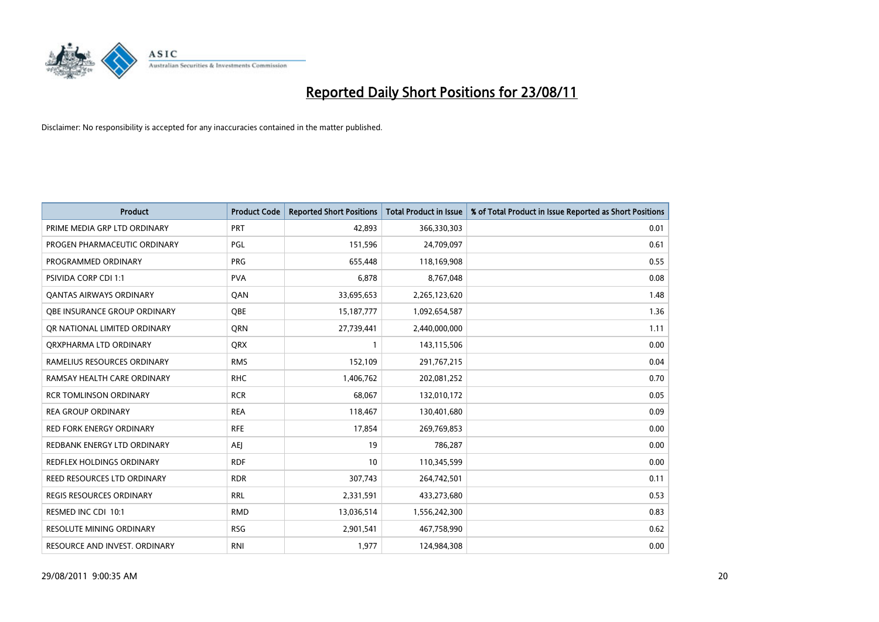# Reported Daily Short Positions for 23/08/11

Disclaimer: No responsibility is accepted for any inaccuracies contained in the matter published.

| Product | Product Code | Reported Short Positions | Total Product in Issue | % of Total Product in Issue Reported as Short Positions |
|---|---|---|---|---|
| PRIME MEDIA GRP LTD ORDINARY | PRT | 42,893 | 366,330,303 | 0.01 |
| PROGEN PHARMACEUTIC ORDINARY | PGL | 151,596 | 24,709,097 | 0.61 |
| PROGRAMMED ORDINARY | PRG | 655,448 | 118,169,908 | 0.55 |
| PSIVIDA CORP CDI 1:1 | PVA | 6,878 | 8,767,048 | 0.08 |
| QANTAS AIRWAYS ORDINARY | QAN | 33,695,653 | 2,265,123,620 | 1.48 |
| QBE INSURANCE GROUP ORDINARY | QBE | 15,187,777 | 1,092,654,587 | 1.36 |
| QR NATIONAL LIMITED ORDINARY | QRN | 27,739,441 | 2,440,000,000 | 1.11 |
| QRXPHARMA LTD ORDINARY | QRX | 1 | 143,115,506 | 0.00 |
| RAMELIUS RESOURCES ORDINARY | RMS | 152,109 | 291,767,215 | 0.04 |
| RAMSAY HEALTH CARE ORDINARY | RHC | 1,406,762 | 202,081,252 | 0.70 |
| RCR TOMLINSON ORDINARY | RCR | 68,067 | 132,010,172 | 0.05 |
| REA GROUP ORDINARY | REA | 118,467 | 130,401,680 | 0.09 |
| RED FORK ENERGY ORDINARY | RFE | 17,854 | 269,769,853 | 0.00 |
| REDBANK ENERGY LTD ORDINARY | AEJ | 19 | 786,287 | 0.00 |
| REDFLEX HOLDINGS ORDINARY | RDF | 10 | 110,345,599 | 0.00 |
| REED RESOURCES LTD ORDINARY | RDR | 307,743 | 264,742,501 | 0.11 |
| REGIS RESOURCES ORDINARY | RRL | 2,331,591 | 433,273,680 | 0.53 |
| RESMED INC CDI 10:1 | RMD | 13,036,514 | 1,556,242,300 | 0.83 |
| RESOLUTE MINING ORDINARY | RSG | 2,901,541 | 467,758,990 | 0.62 |
| RESOURCE AND INVEST. ORDINARY | RNI | 1,977 | 124,984,308 | 0.00 |

29/08/2011 9:00:35 AM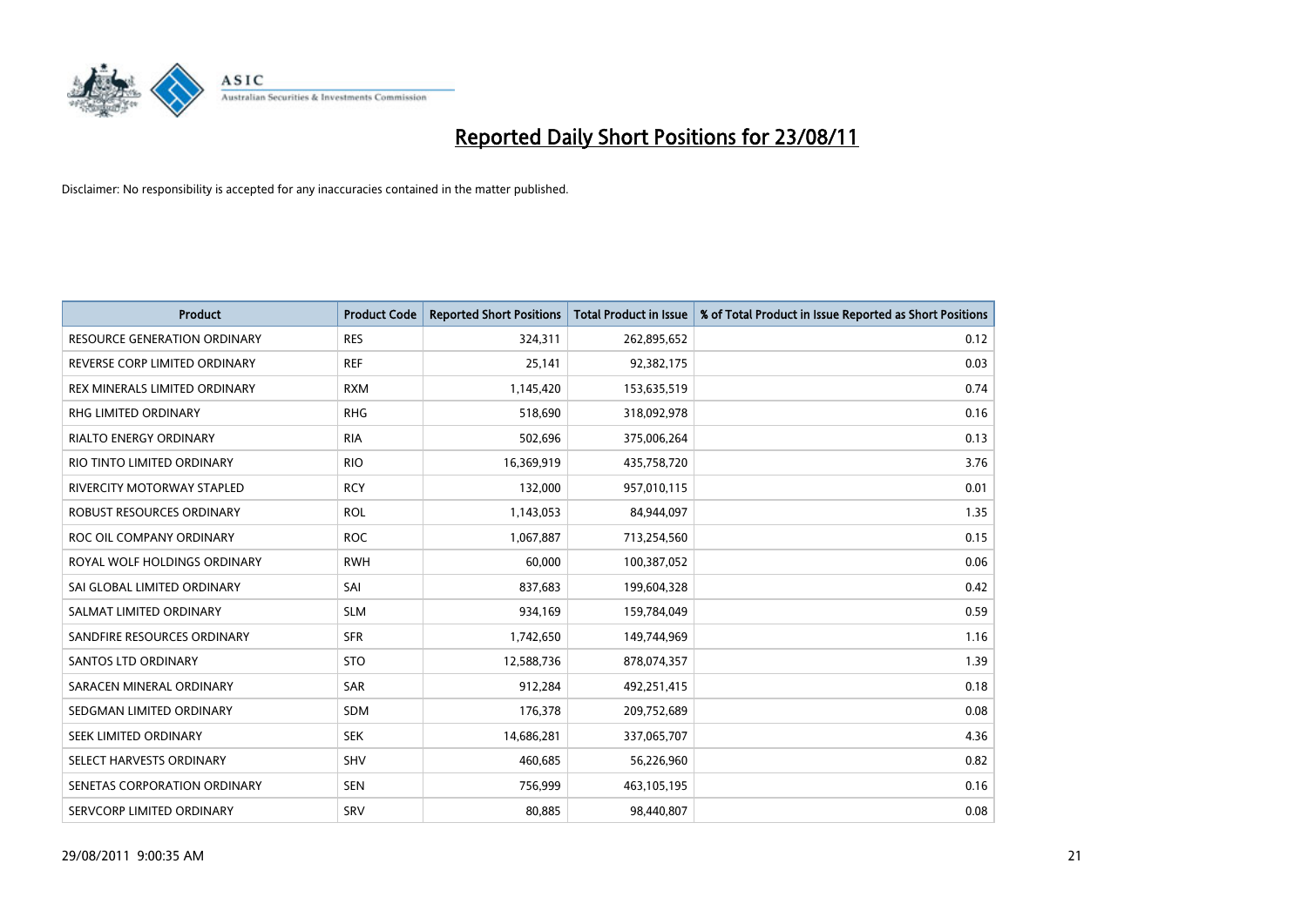# Reported Daily Short Positions for 23/08/11

Disclaimer: No responsibility is accepted for any inaccuracies contained in the matter published.

| Product | Product Code | Reported Short Positions | Total Product in Issue | % of Total Product in Issue Reported as Short Positions |
|---|---|---|---|---|
| RESOURCE GENERATION ORDINARY | RES | 324,311 | 262,895,652 | 0.12 |
| REVERSE CORP LIMITED ORDINARY | REF | 25,141 | 92,382,175 | 0.03 |
| REX MINERALS LIMITED ORDINARY | RXM | 1,145,420 | 153,635,519 | 0.74 |
| RHG LIMITED ORDINARY | RHG | 518,690 | 318,092,978 | 0.16 |
| RIALTO ENERGY ORDINARY | RIA | 502,696 | 375,006,264 | 0.13 |
| RIO TINTO LIMITED ORDINARY | RIO | 16,369,919 | 435,758,720 | 3.76 |
| RIVERCITY MOTORWAY STAPLED | RCY | 132,000 | 957,010,115 | 0.01 |
| ROBUST RESOURCES ORDINARY | ROL | 1,143,053 | 84,944,097 | 1.35 |
| ROC OIL COMPANY ORDINARY | ROC | 1,067,887 | 713,254,560 | 0.15 |
| ROYAL WOLF HOLDINGS ORDINARY | RWH | 60,000 | 100,387,052 | 0.06 |
| SAI GLOBAL LIMITED ORDINARY | SAI | 837,683 | 199,604,328 | 0.42 |
| SALMAT LIMITED ORDINARY | SLM | 934,169 | 159,784,049 | 0.59 |
| SANDFIRE RESOURCES ORDINARY | SFR | 1,742,650 | 149,744,969 | 1.16 |
| SANTOS LTD ORDINARY | STO | 12,588,736 | 878,074,357 | 1.39 |
| SARACEN MINERAL ORDINARY | SAR | 912,284 | 492,251,415 | 0.18 |
| SEDGMAN LIMITED ORDINARY | SDM | 176,378 | 209,752,689 | 0.08 |
| SEEK LIMITED ORDINARY | SEK | 14,686,281 | 337,065,707 | 4.36 |
| SELECT HARVESTS ORDINARY | SHV | 460,685 | 56,226,960 | 0.82 |
| SENETAS CORPORATION ORDINARY | SEN | 756,999 | 463,105,195 | 0.16 |
| SERVCORP LIMITED ORDINARY | SRV | 80,885 | 98,440,807 | 0.08 |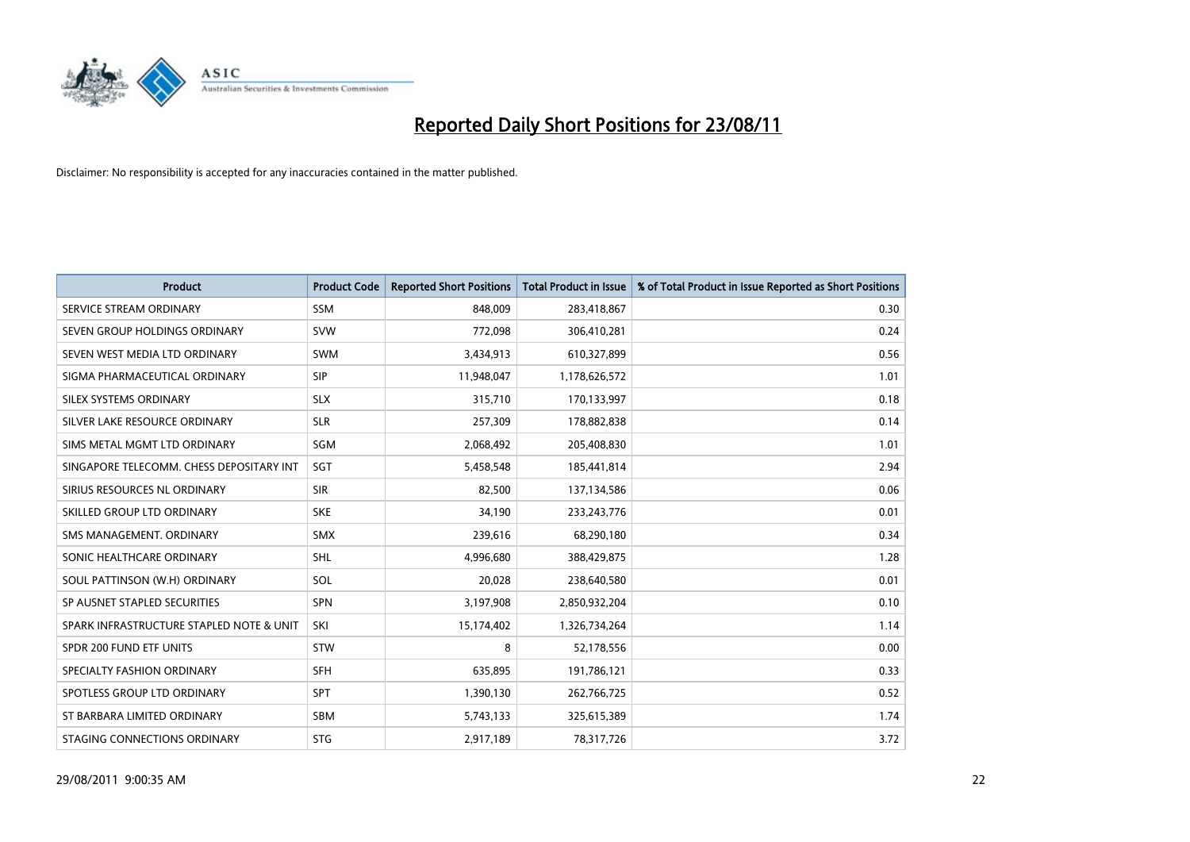# Reported Daily Short Positions for 23/08/11

Disclaimer: No responsibility is accepted for any inaccuracies contained in the matter published.

| Product | Product Code | Reported Short Positions | Total Product in Issue | % of Total Product in Issue Reported as Short Positions |
|---|---|---|---|---|
| SERVICE STREAM ORDINARY | SSM | 848,009 | 283,418,867 | 0.30 |
| SEVEN GROUP HOLDINGS ORDINARY | SVW | 772,098 | 306,410,281 | 0.24 |
| SEVEN WEST MEDIA LTD ORDINARY | SWM | 3,434,913 | 610,327,899 | 0.56 |
| SIGMA PHARMACEUTICAL ORDINARY | SIP | 11,948,047 | 1,178,626,572 | 1.01 |
| SILEX SYSTEMS ORDINARY | SLX | 315,710 | 170,133,997 | 0.18 |
| SILVER LAKE RESOURCE ORDINARY | SLR | 257,309 | 178,882,838 | 0.14 |
| SIMS METAL MGMT LTD ORDINARY | SGM | 2,068,492 | 205,408,830 | 1.01 |
| SINGAPORE TELECOMM. CHESS DEPOSITARY INT | SGT | 5,458,548 | 185,441,814 | 2.94 |
| SIRIUS RESOURCES NL ORDINARY | SIR | 82,500 | 137,134,586 | 0.06 |
| SKILLED GROUP LTD ORDINARY | SKE | 34,190 | 233,243,776 | 0.01 |
| SMS MANAGEMENT. ORDINARY | SMX | 239,616 | 68,290,180 | 0.34 |
| SONIC HEALTHCARE ORDINARY | SHL | 4,996,680 | 388,429,875 | 1.28 |
| SOUL PATTINSON (W.H) ORDINARY | SOL | 20,028 | 238,640,580 | 0.01 |
| SP AUSNET STAPLED SECURITIES | SPN | 3,197,908 | 2,850,932,204 | 0.10 |
| SPARK INFRASTRUCTURE STAPLED NOTE & UNIT | SKI | 15,174,402 | 1,326,734,264 | 1.14 |
| SPDR 200 FUND ETF UNITS | STW | 8 | 52,178,556 | 0.00 |
| SPECIALTY FASHION ORDINARY | SFH | 635,895 | 191,786,121 | 0.33 |
| SPOTLESS GROUP LTD ORDINARY | SPT | 1,390,130 | 262,766,725 | 0.52 |
| ST BARBARA LIMITED ORDINARY | SBM | 5,743,133 | 325,615,389 | 1.74 |
| STAGING CONNECTIONS ORDINARY | STG | 2,917,189 | 78,317,726 | 3.72 |

29/08/2011 9:00:35 AM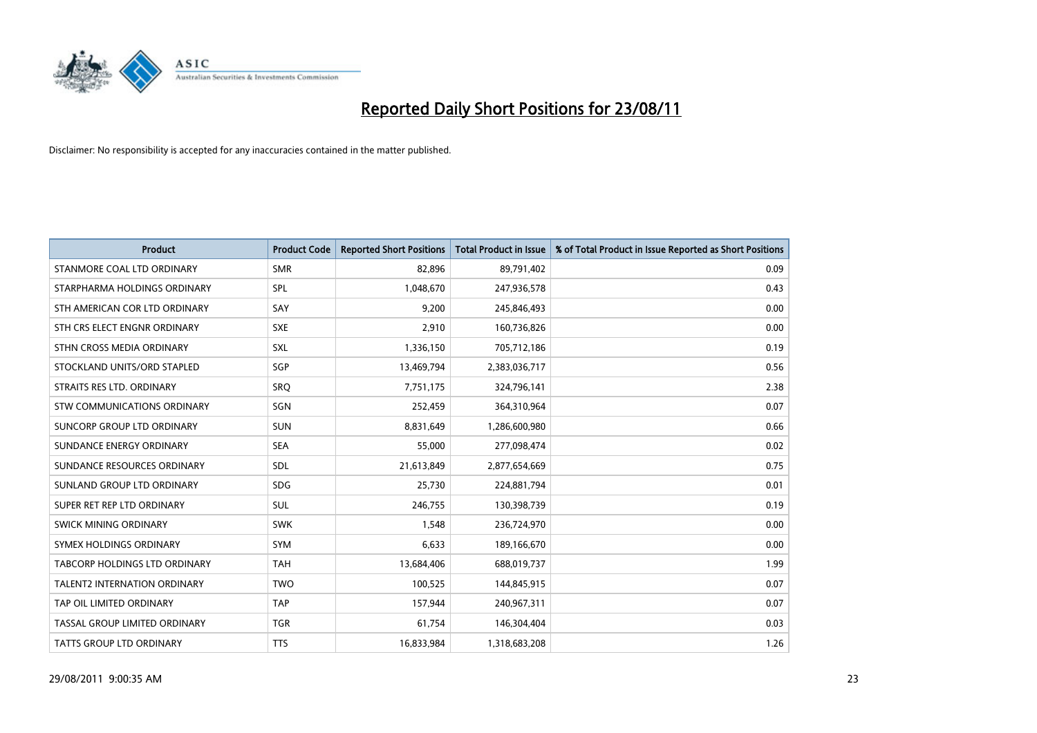# Reported Daily Short Positions for 23/08/11

Disclaimer: No responsibility is accepted for any inaccuracies contained in the matter published.

| Product | Product Code | Reported Short Positions | Total Product in Issue | % of Total Product in Issue Reported as Short Positions |
|---|---|---|---|---|
| STANMORE COAL LTD ORDINARY | SMR | 82,896 | 89,791,402 | 0.09 |
| STARPHARMA HOLDINGS ORDINARY | SPL | 1,048,670 | 247,936,578 | 0.43 |
| STH AMERICAN COR LTD ORDINARY | SAY | 9,200 | 245,846,493 | 0.00 |
| STH CRS ELECT ENGNR ORDINARY | SXE | 2,910 | 160,736,826 | 0.00 |
| STHN CROSS MEDIA ORDINARY | SXL | 1,336,150 | 705,712,186 | 0.19 |
| STOCKLAND UNITS/ORD STAPLED | SGP | 13,469,794 | 2,383,036,717 | 0.56 |
| STRAITS RES LTD. ORDINARY | SRQ | 7,751,175 | 324,796,141 | 2.38 |
| STW COMMUNICATIONS ORDINARY | SGN | 252,459 | 364,310,964 | 0.07 |
| SUNCORP GROUP LTD ORDINARY | SUN | 8,831,649 | 1,286,600,980 | 0.66 |
| SUNDANCE ENERGY ORDINARY | SEA | 55,000 | 277,098,474 | 0.02 |
| SUNDANCE RESOURCES ORDINARY | SDL | 21,613,849 | 2,877,654,669 | 0.75 |
| SUNLAND GROUP LTD ORDINARY | SDG | 25,730 | 224,881,794 | 0.01 |
| SUPER RET REP LTD ORDINARY | SUL | 246,755 | 130,398,739 | 0.19 |
| SWICK MINING ORDINARY | SWK | 1,548 | 236,724,970 | 0.00 |
| SYMEX HOLDINGS ORDINARY | SYM | 6,633 | 189,166,670 | 0.00 |
| TABCORP HOLDINGS LTD ORDINARY | TAH | 13,684,406 | 688,019,737 | 1.99 |
| TALENT2 INTERNATION ORDINARY | TWO | 100,525 | 144,845,915 | 0.07 |
| TAP OIL LIMITED ORDINARY | TAP | 157,944 | 240,967,311 | 0.07 |
| TASSAL GROUP LIMITED ORDINARY | TGR | 61,754 | 146,304,404 | 0.03 |
| TATTS GROUP LTD ORDINARY | TTS | 16,833,984 | 1,318,683,208 | 1.26 |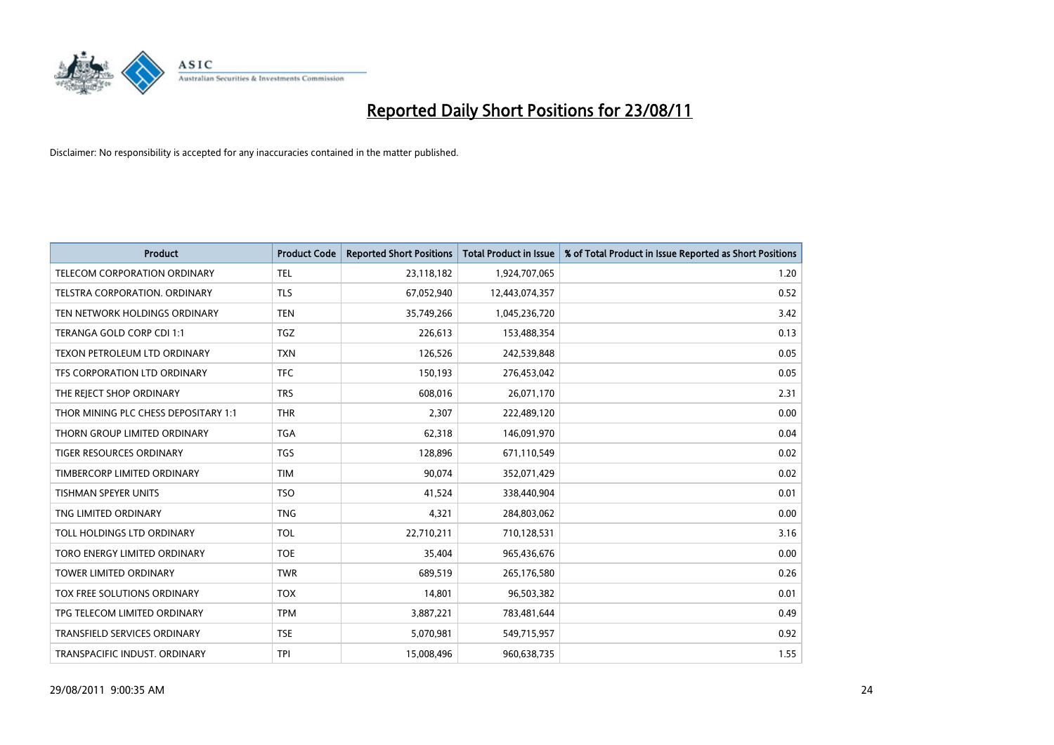# Reported Daily Short Positions for 23/08/11

Disclaimer: No responsibility is accepted for any inaccuracies contained in the matter published.

| Product | Product Code | Reported Short Positions | Total Product in Issue | % of Total Product in Issue Reported as Short Positions |
|---|---|---|---|---|
| TELECOM CORPORATION ORDINARY | TEL | 23,118,182 | 1,924,707,065 | 1.20 |
| TELSTRA CORPORATION. ORDINARY | TLS | 67,052,940 | 12,443,074,357 | 0.52 |
| TEN NETWORK HOLDINGS ORDINARY | TEN | 35,749,266 | 1,045,236,720 | 3.42 |
| TERANGA GOLD CORP CDI 1:1 | TGZ | 226,613 | 153,488,354 | 0.13 |
| TEXON PETROLEUM LTD ORDINARY | TXN | 126,526 | 242,539,848 | 0.05 |
| TFS CORPORATION LTD ORDINARY | TFC | 150,193 | 276,453,042 | 0.05 |
| THE REJECT SHOP ORDINARY | TRS | 608,016 | 26,071,170 | 2.31 |
| THOR MINING PLC CHESS DEPOSITARY 1:1 | THR | 2,307 | 222,489,120 | 0.00 |
| THORN GROUP LIMITED ORDINARY | TGA | 62,318 | 146,091,970 | 0.04 |
| TIGER RESOURCES ORDINARY | TGS | 128,896 | 671,110,549 | 0.02 |
| TIMBERCORP LIMITED ORDINARY | TIM | 90,074 | 352,071,429 | 0.02 |
| TISHMAN SPEYER UNITS | TSO | 41,524 | 338,440,904 | 0.01 |
| TNG LIMITED ORDINARY | TNG | 4,321 | 284,803,062 | 0.00 |
| TOLL HOLDINGS LTD ORDINARY | TOL | 22,710,211 | 710,128,531 | 3.16 |
| TORO ENERGY LIMITED ORDINARY | TOE | 35,404 | 965,436,676 | 0.00 |
| TOWER LIMITED ORDINARY | TWR | 689,519 | 265,176,580 | 0.26 |
| TOX FREE SOLUTIONS ORDINARY | TOX | 14,801 | 96,503,382 | 0.01 |
| TPG TELECOM LIMITED ORDINARY | TPM | 3,887,221 | 783,481,644 | 0.49 |
| TRANSFIELD SERVICES ORDINARY | TSE | 5,070,981 | 549,715,957 | 0.92 |
| TRANSPACIFIC INDUST. ORDINARY | TPI | 15,008,496 | 960,638,735 | 1.55 |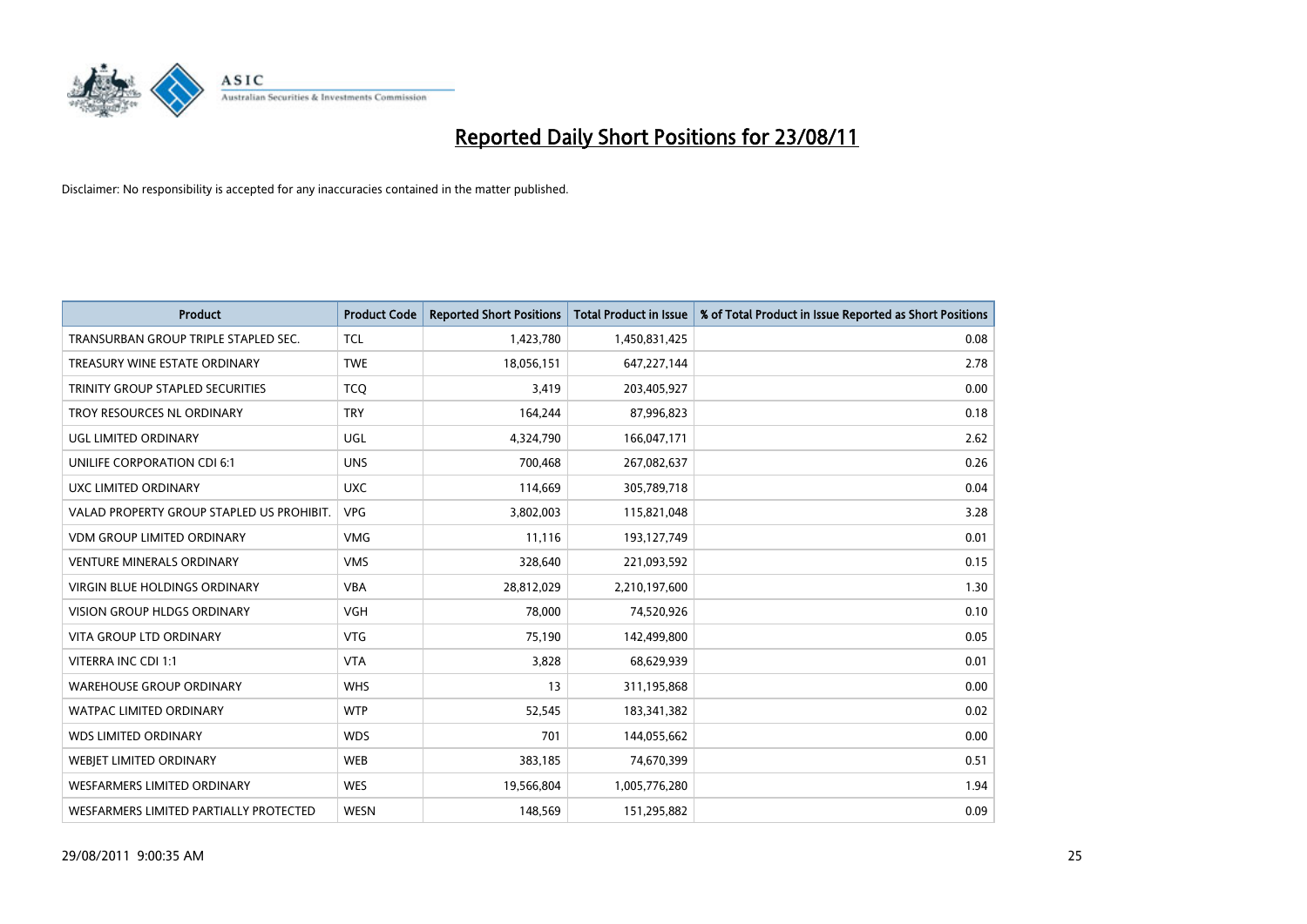# Reported Daily Short Positions for 23/08/11

Disclaimer: No responsibility is accepted for any inaccuracies contained in the matter published.

| Product | Product Code | Reported Short Positions | Total Product in Issue | % of Total Product in Issue Reported as Short Positions |
|---|---|---|---|---|
| TRANSURBAN GROUP TRIPLE STAPLED SEC. | TCL | 1,423,780 | 1,450,831,425 | 0.08 |
| TREASURY WINE ESTATE ORDINARY | TWE | 18,056,151 | 647,227,144 | 2.78 |
| TRINITY GROUP STAPLED SECURITIES | TCQ | 3,419 | 203,405,927 | 0.00 |
| TROY RESOURCES NL ORDINARY | TRY | 164,244 | 87,996,823 | 0.18 |
| UGL LIMITED ORDINARY | UGL | 4,324,790 | 166,047,171 | 2.62 |
| UNILIFE CORPORATION CDI 6:1 | UNS | 700,468 | 267,082,637 | 0.26 |
| UXC LIMITED ORDINARY | UXC | 114,669 | 305,789,718 | 0.04 |
| VALAD PROPERTY GROUP STAPLED US PROHIBIT. | VPG | 3,802,003 | 115,821,048 | 3.28 |
| VDM GROUP LIMITED ORDINARY | VMG | 11,116 | 193,127,749 | 0.01 |
| VENTURE MINERALS ORDINARY | VMS | 328,640 | 221,093,592 | 0.15 |
| VIRGIN BLUE HOLDINGS ORDINARY | VBA | 28,812,029 | 2,210,197,600 | 1.30 |
| VISION GROUP HLDGS ORDINARY | VGH | 78,000 | 74,520,926 | 0.10 |
| VITA GROUP LTD ORDINARY | VTG | 75,190 | 142,499,800 | 0.05 |
| VITERRA INC CDI 1:1 | VTA | 3,828 | 68,629,939 | 0.01 |
| WAREHOUSE GROUP ORDINARY | WHS | 13 | 311,195,868 | 0.00 |
| WATPAC LIMITED ORDINARY | WTP | 52,545 | 183,341,382 | 0.02 |
| WDS LIMITED ORDINARY | WDS | 701 | 144,055,662 | 0.00 |
| WEBJET LIMITED ORDINARY | WEB | 383,185 | 74,670,399 | 0.51 |
| WESFARMERS LIMITED ORDINARY | WES | 19,566,804 | 1,005,776,280 | 1.94 |
| WESFARMERS LIMITED PARTIALLY PROTECTED | WESN | 148,569 | 151,295,882 | 0.09 |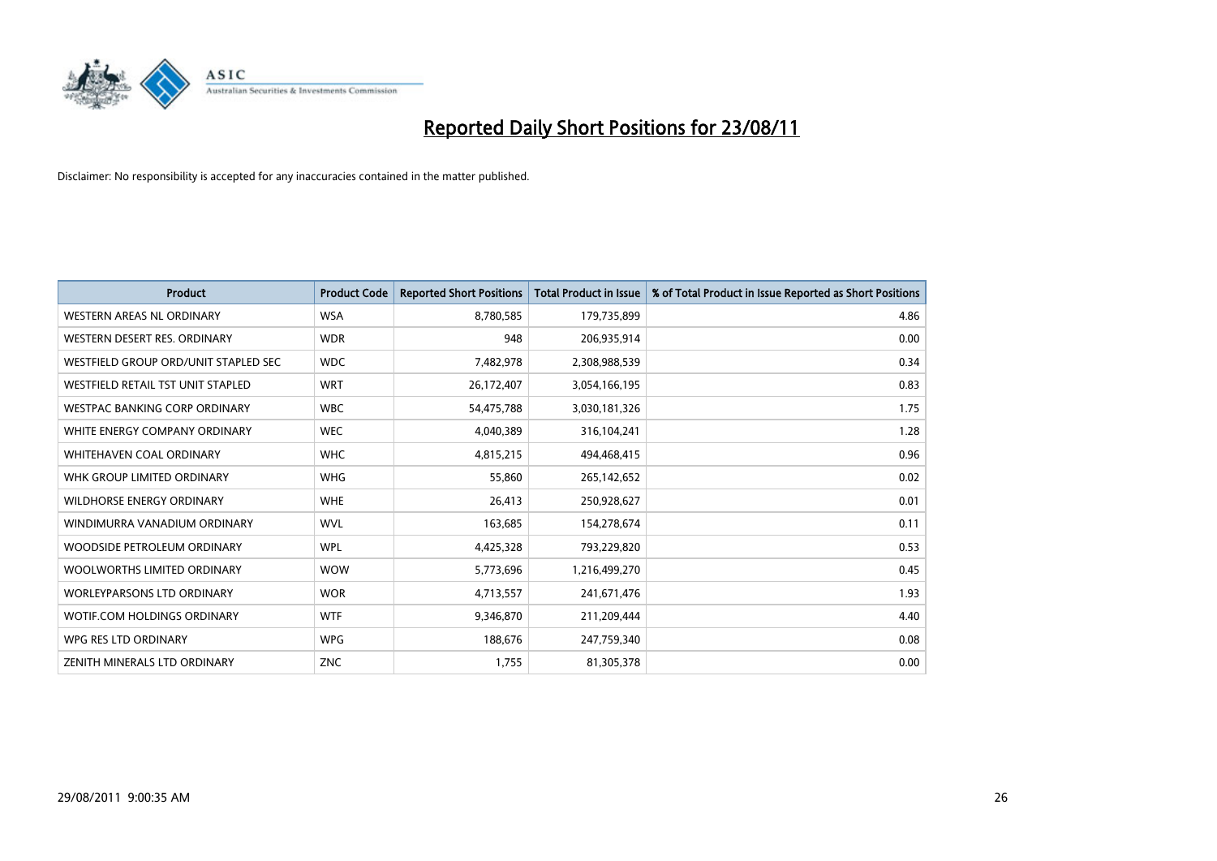# Reported Daily Short Positions for 23/08/11

Disclaimer: No responsibility is accepted for any inaccuracies contained in the matter published.

| Product | Product Code | Reported Short Positions | Total Product in Issue | % of Total Product in Issue Reported as Short Positions |
|---|---|---|---|---|
| WESTERN AREAS NL ORDINARY | WSA | 8,780,585 | 179,735,899 | 4.86 |
| WESTERN DESERT RES. ORDINARY | WDR | 948 | 206,935,914 | 0.00 |
| WESTFIELD GROUP ORD/UNIT STAPLED SEC | WDC | 7,482,978 | 2,308,988,539 | 0.34 |
| WESTFIELD RETAIL TST UNIT STAPLED | WRT | 26,172,407 | 3,054,166,195 | 0.83 |
| WESTPAC BANKING CORP ORDINARY | WBC | 54,475,788 | 3,030,181,326 | 1.75 |
| WHITE ENERGY COMPANY ORDINARY | WEC | 4,040,389 | 316,104,241 | 1.28 |
| WHITEHAVEN COAL ORDINARY | WHC | 4,815,215 | 494,468,415 | 0.96 |
| WHK GROUP LIMITED ORDINARY | WHG | 55,860 | 265,142,652 | 0.02 |
| WILDHORSE ENERGY ORDINARY | WHE | 26,413 | 250,928,627 | 0.01 |
| WINDIMURRA VANADIUM ORDINARY | WVL | 163,685 | 154,278,674 | 0.11 |
| WOODSIDE PETROLEUM ORDINARY | WPL | 4,425,328 | 793,229,820 | 0.53 |
| WOOLWORTHS LIMITED ORDINARY | WOW | 5,773,696 | 1,216,499,270 | 0.45 |
| WORLEYPARSONS LTD ORDINARY | WOR | 4,713,557 | 241,671,476 | 1.93 |
| WOTIF.COM HOLDINGS ORDINARY | WTF | 9,346,870 | 211,209,444 | 4.40 |
| WPG RES LTD ORDINARY | WPG | 188,676 | 247,759,340 | 0.08 |
| ZENITH MINERALS LTD ORDINARY | ZNC | 1,755 | 81,305,378 | 0.00 |